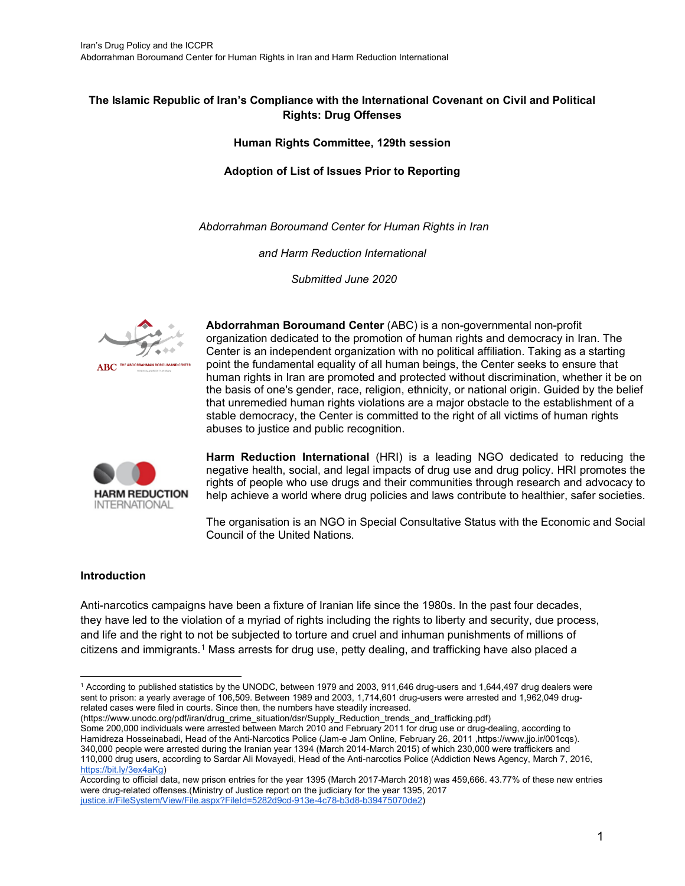**The Islamic Republic of Iran's Compliance with the International Covenant on Civil and Political Rights: Drug Offenses**

**Human Rights Committee, 129th session**

**Adoption of List of Issues Prior to Reporting**

*Abdorrahman Boroumand Center for Human Rights in Iran*

*and Harm Reduction International*

*Submitted June 2020*

**Abdorrahman Boroumand Center** (ABC) is a non-governmental non-profit organization dedicated to the promotion of human rights and democracy in Iran. The Center is an independent organization with no political affiliation. Taking as a starting point the fundamental equality of all human beings, the Center seeks to ensure that human rights in Iran are promoted and protected without discrimination, whether it be on the basis of one's gender, race, religion, ethnicity, or national origin. Guided by the belief that unremedied human rights violations are a major obstacle to the establishment of a stable democracy, the Center is committed to the right of all victims of human rights abuses to justice and public recognition.

**Harm Reduction International** (HRI) is a leading NGO dedicated to reducing the negative health, social, and legal impacts of drug use and drug policy. HRI promotes the rights of people who use drugs and their communities through research and advocacy to help achieve a world where drug policies and laws contribute to healthier, safer societies.

The organisation is an NGO in Special Consultative Status with the Economic and Social Council of the United Nations.

## Introduction

Anti-narcotics campaigns have been a fixture of Iranian life since the 1980s. In the past four decades, they have led to the violation of a myriad of rights including the rights to liberty and security, due process, and life and the right to not be subjected to torture and cruel and inhuman punishments of millions of citizens and immigrants.[1] Mass arrests for drug use, petty dealing, and trafficking have also placed a

---

[1] According to published statistics by the UNODC, between 1979 and 2003, 911,646 drug-users and 1,644,497 drug dealers were sent to prison: a yearly average of 106,509. Between 1989 and 2003, 1,714,601 drug-users were arrested and 1,962,049 drug-related cases were filed in courts. Since then, the numbers have steadily increased. (https://www.unodc.org/pdf/iran/drug_crime_situation/dsr/Supply_Reduction_trends_and_trafficking.pdf)
Some 200,000 individuals were arrested between March 2010 and February 2011 for drug use or drug-dealing, according to Hamidreza Hosseinabadi, Head of the Anti-Narcotics Police (Jam-e Jam Online, February 26, 2011 ,https://www.jjo.ir/001cqs). 340,000 people were arrested during the Iranian year 1394 (March 2014-March 2015) of which 230,000 were traffickers and 110,000 drug users, according to Sardar Ali Movayedi, Head of the Anti-narcotics Police (Addiction News Agency, March 7, 2016, https://bit.ly/3ex4aKg)
According to official data, new prison entries for the year 1395 (March 2017-March 2018) was 459,666. 43.77% of these new entries were drug-related offenses.(Ministry of Justice report on the judiciary for the year 1395, 2017 justice.ir/FileSystem/View/File.aspx?FileId=5282d9cd-913e-4c78-b3d8-b39475070de2)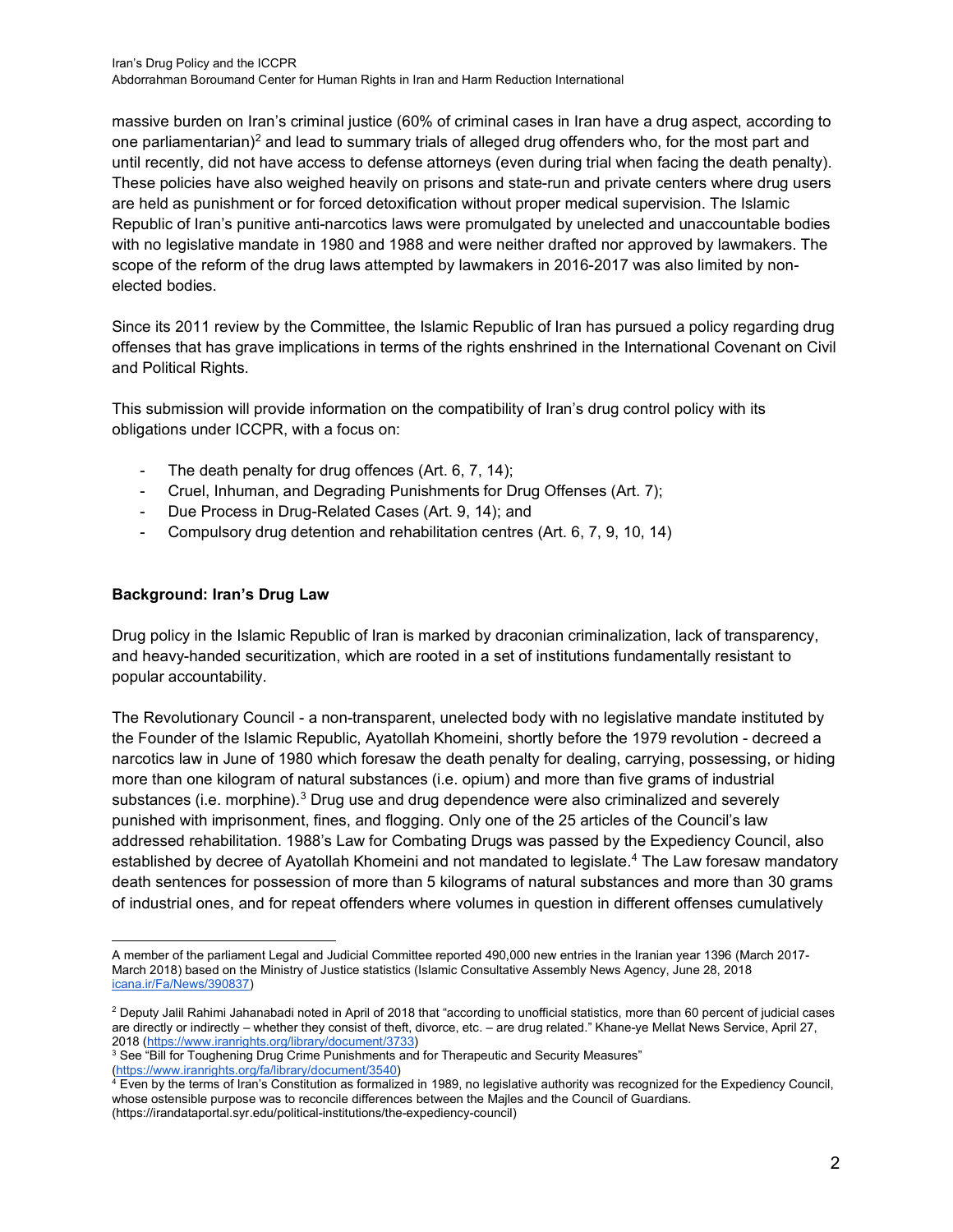massive burden on Iran's criminal justice (60% of criminal cases in Iran have a drug aspect, according to one parliamentarian)[2] and lead to summary trials of alleged drug offenders who, for the most part and until recently, did not have access to defense attorneys (even during trial when facing the death penalty). These policies have also weighed heavily on prisons and state-run and private centers where drug users are held as punishment or for forced detoxification without proper medical supervision. The Islamic Republic of Iran's punitive anti-narcotics laws were promulgated by unelected and unaccountable bodies with no legislative mandate in 1980 and 1988 and were neither drafted nor approved by lawmakers. The scope of the reform of the drug laws attempted by lawmakers in 2016-2017 was also limited by non-elected bodies.

Since its 2011 review by the Committee, the Islamic Republic of Iran has pursued a policy regarding drug offenses that has grave implications in terms of the rights enshrined in the International Covenant on Civil and Political Rights.

This submission will provide information on the compatibility of Iran's drug control policy with its obligations under ICCPR, with a focus on:

- The death penalty for drug offences (Art. 6, 7, 14);
- Cruel, Inhuman, and Degrading Punishments for Drug Offenses (Art. 7);
- Due Process in Drug-Related Cases (Art. 9, 14); and
- Compulsory drug detention and rehabilitation centres (Art. 6, 7, 9, 10, 14)

**Background: Iran's Drug Law**

Drug policy in the Islamic Republic of Iran is marked by draconian criminalization, lack of transparency, and heavy-handed securitization, which are rooted in a set of institutions fundamentally resistant to popular accountability.

The Revolutionary Council - a non-transparent, unelected body with no legislative mandate instituted by the Founder of the Islamic Republic, Ayatollah Khomeini, shortly before the 1979 revolution - decreed a narcotics law in June of 1980 which foresaw the death penalty for dealing, carrying, possessing, or hiding more than one kilogram of natural substances (i.e. opium) and more than five grams of industrial substances (i.e. morphine).[3] Drug use and drug dependence were also criminalized and severely punished with imprisonment, fines, and flogging. Only one of the 25 articles of the Council's law addressed rehabilitation. 1988's Law for Combating Drugs was passed by the Expediency Council, also established by decree of Ayatollah Khomeini and not mandated to legislate.[4] The Law foresaw mandatory death sentences for possession of more than 5 kilograms of natural substances and more than 30 grams of industrial ones, and for repeat offenders where volumes in question in different offenses cumulatively

---

A member of the parliament Legal and Judicial Committee reported 490,000 new entries in the Iranian year 1396 (March 2017-March 2018) based on the Ministry of Justice statistics (Islamic Consultative Assembly News Agency, June 28, 2018 icana.ir/Fa/News/390837)

[2] Deputy Jalil Rahimi Jahanabadi noted in April of 2018 that "according to unofficial statistics, more than 60 percent of judicial cases are directly or indirectly – whether they consist of theft, divorce, etc. – are drug related." Khane-ye Mellat News Service, April 27, 2018 (https://www.iranrights.org/library/document/3733)

[3] See "Bill for Toughening Drug Crime Punishments and for Therapeutic and Security Measures" (https://www.iranrights.org/fa/library/document/3540)

[4] Even by the terms of Iran's Constitution as formalized in 1989, no legislative authority was recognized for the Expediency Council, whose ostensible purpose was to reconcile differences between the Majles and the Council of Guardians. (https://irandataportal.syr.edu/political-institutions/the-expediency-council)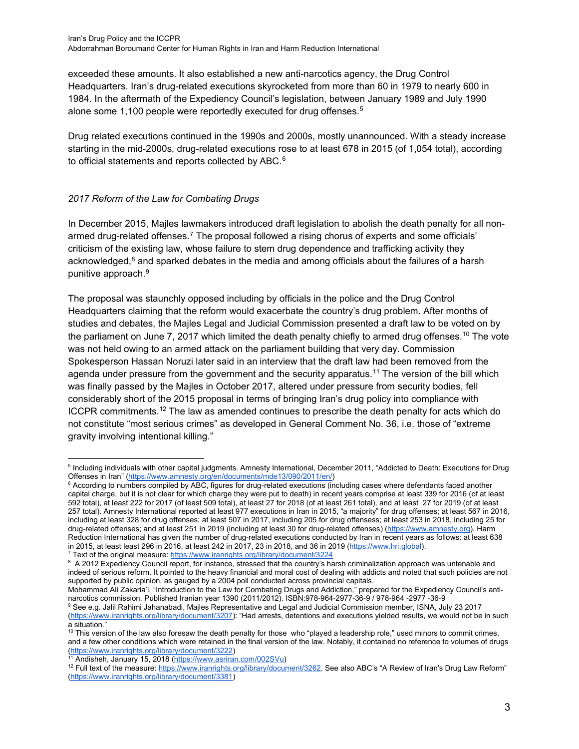exceeded these amounts. It also established a new anti-narcotics agency, the Drug Control Headquarters. Iran's drug-related executions skyrocketed from more than 60 in 1979 to nearly 600 in 1984. In the aftermath of the Expediency Council's legislation, between January 1989 and July 1990 alone some 1,100 people were reportedly executed for drug offenses.[5]

Drug related executions continued in the 1990s and 2000s, mostly unannounced. With a steady increase starting in the mid-2000s, drug-related executions rose to at least 678 in 2015 (of 1,054 total), according to official statements and reports collected by ABC.[6]

*2017 Reform of the Law for Combating Drugs*

In December 2015, Majles lawmakers introduced draft legislation to abolish the death penalty for all non-armed drug-related offenses.[7] The proposal followed a rising chorus of experts and some officials' criticism of the existing law, whose failure to stem drug dependence and trafficking activity they acknowledged,[8] and sparked debates in the media and among officials about the failures of a harsh punitive approach.[9]

The proposal was staunchly opposed including by officials in the police and the Drug Control Headquarters claiming that the reform would exacerbate the country's drug problem. After months of studies and debates, the Majles Legal and Judicial Commission presented a draft law to be voted on by the parliament on June 7, 2017 which limited the death penalty chiefly to armed drug offenses.[10] The vote was not held owing to an armed attack on the parliament building that very day. Commission Spokesperson Hassan Noruzi later said in an interview that the draft law had been removed from the agenda under pressure from the government and the security apparatus.[11] The version of the bill which was finally passed by the Majles in October 2017, altered under pressure from security bodies, fell considerably short of the 2015 proposal in terms of bringing Iran's drug policy into compliance with ICCPR commitments.[12] The law as amended continues to prescribe the death penalty for acts which do not constitute "most serious crimes" as developed in General Comment No. 36, i.e. those of "extreme gravity involving intentional killing."

---

[5] Including individuals with other capital judgments. Amnesty International, December 2011, "Addicted to Death: Executions for Drug Offenses in Iran" (https://www.amnesty.org/en/documents/mde13/090/2011/en/)

[6] According to numbers compiled by ABC, figures for drug-related executions (including cases where defendants faced another capital charge, but it is not clear for which charge they were put to death) in recent years comprise at least 339 for 2016 (of at least 592 total), at least 222 for 2017 (of least 509 total), at least 27 for 2018 (of at least 261 total), and at least 27 for 2019 (of at least 257 total). Amnesty International reported at least 977 executions in Iran in 2015, "a majority" for drug offenses; at least 567 in 2016, including at least 328 for drug offenses; at least 507 in 2017, including 205 for drug offenses; at least 253 in 2018, including 25 for drug-related offenses; and at least 251 in 2019 (including at least 30 for drug-related offenses) (https://www.amnesty.org). Harm Reduction International has given the number of drug-related executions conducted by Iran in recent years as follows: at least 638 in 2015, at least least 296 in 2016, at least 242 in 2017, 23 in 2018, and 36 in 2019 (https://www.hri.global).

[7] Text of the original measure: https://www.iranrights.org/library/document/3224

[8] A 2012 Expediency Council report, for instance, stressed that the country's harsh criminalization approach was untenable and indeed of serious reform. It pointed to the heavy financial and moral cost of dealing with addicts and noted that such policies are not supported by public opinion, as gauged by a 2004 poll conducted across provincial capitals.
Mohammad Ali Zakaria'i, "Introduction to the Law for Combating Drugs and Addiction," prepared for the Expediency Council's anti-narcotics commission. Published Iranian year 1390 (2011/2012). ISBN:978-964-2977-36-9 / 978-964 -2977 -36-9

[9] See e.g. Jalil Rahimi Jahanabadi, Majles Representative and Legal and Judicial Commission member, ISNA, July 23 2017 (https://www.iranrights.org/library/document/3207): "Had arrests, detentions and executions yielded results, we would not be in such a situation."

[10] This version of the law also foresaw the death penalty for those who "played a leadership role," used minors to commit crimes, and a few other conditions which were retained in the final version of the law. Notably, it contained no reference to volumes of drugs (https://www.iranrights.org/library/document/3222)

[11] Andisheh, January 15, 2018 (https://www.asriran.com/002SVu)

[12] Full text of the measure: https://www.iranrights.org/library/document/3262. See also ABC's "A Review of Iran's Drug Law Reform" (https://www.iranrights.org/library/document/3381)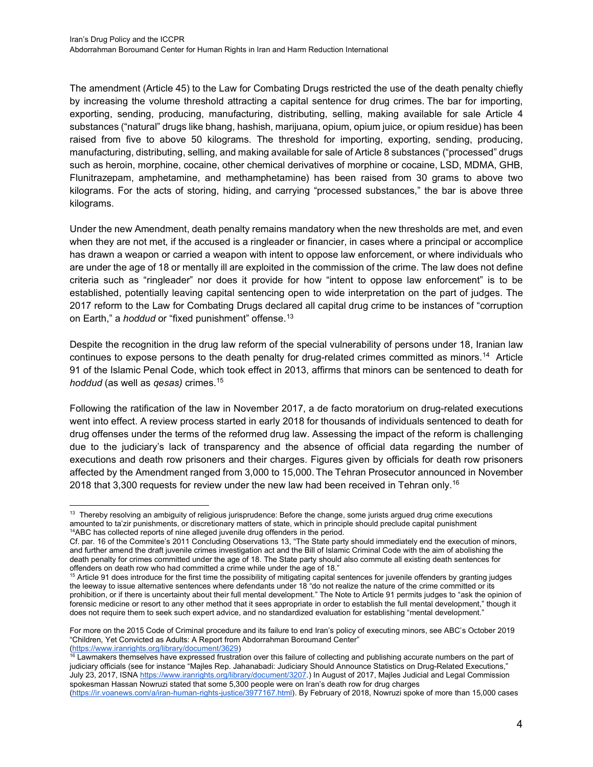The amendment (Article 45) to the Law for Combating Drugs restricted the use of the death penalty chiefly by increasing the volume threshold attracting a capital sentence for drug crimes. The bar for importing, exporting, sending, producing, manufacturing, distributing, selling, making available for sale Article 4 substances ("natural" drugs like bhang, hashish, marijuana, opium, opium juice, or opium residue) has been raised from five to above 50 kilograms. The threshold for importing, exporting, sending, producing, manufacturing, distributing, selling, and making available for sale of Article 8 substances ("processed" drugs such as heroin, morphine, cocaine, other chemical derivatives of morphine or cocaine, LSD, MDMA, GHB, Flunitrazepam, amphetamine, and methamphetamine) has been raised from 30 grams to above two kilograms. For the acts of storing, hiding, and carrying "processed substances," the bar is above three kilograms.

Under the new Amendment, death penalty remains mandatory when the new thresholds are met, and even when they are not met, if the accused is a ringleader or financier, in cases where a principal or accomplice has drawn a weapon or carried a weapon with intent to oppose law enforcement, or where individuals who are under the age of 18 or mentally ill are exploited in the commission of the crime. The law does not define criteria such as "ringleader" nor does it provide for how "intent to oppose law enforcement" is to be established, potentially leaving capital sentencing open to wide interpretation on the part of judges. The 2017 reform to the Law for Combating Drugs declared all capital drug crime to be instances of "corruption on Earth," a *hoddud* or "fixed punishment" offense.[13]

Despite the recognition in the drug law reform of the special vulnerability of persons under 18, Iranian law continues to expose persons to the death penalty for drug-related crimes committed as minors.[14] Article 91 of the Islamic Penal Code, which took effect in 2013, affirms that minors can be sentenced to death for *hoddud* (as well as *qesas)* crimes.[15]

Following the ratification of the law in November 2017, a de facto moratorium on drug-related executions went into effect. A review process started in early 2018 for thousands of individuals sentenced to death for drug offenses under the terms of the reformed drug law. Assessing the impact of the reform is challenging due to the judiciary's lack of transparency and the absence of official data regarding the number of executions and death row prisoners and their charges. Figures given by officials for death row prisoners affected by the Amendment ranged from 3,000 to 15,000. The Tehran Prosecutor announced in November 2018 that 3,300 requests for review under the new law had been received in Tehran only.[16]

---

[13] Thereby resolving an ambiguity of religious jurisprudence: Before the change, some jurists argued drug crime executions amounted to ta'zir punishments, or discretionary matters of state, which in principle should preclude capital punishment

[14] ABC has collected reports of nine alleged juvenile drug offenders in the period.

Cf. par. 16 of the Commitee's 2011 Concluding Observations 13, "The State party should immediately end the execution of minors, and further amend the draft juvenile crimes investigation act and the Bill of Islamic Criminal Code with the aim of abolishing the death penalty for crimes committed under the age of 18. The State party should also commute all existing death sentences for offenders on death row who had committed a crime while under the age of 18."

[15] Article 91 does introduce for the first time the possibility of mitigating capital sentences for juvenile offenders by granting judges the leeway to issue alternative sentences where defendants under 18 "do not realize the nature of the crime committed or its prohibition, or if there is uncertainty about their full mental development." The Note to Article 91 permits judges to "ask the opinion of forensic medicine or resort to any other method that it sees appropriate in order to establish the full mental development," though it does not require them to seek such expert advice, and no standardized evaluation for establishing "mental development."

For more on the 2015 Code of Criminal procedure and its failure to end Iran's policy of executing minors, see ABC's October 2019 "Children, Yet Convicted as Adults: A Report from Abdorrahman Boroumand Center" (https://www.iranrights.org/library/document/3629)

[16] Lawmakers themselves have expressed frustration over this failure of collecting and publishing accurate numbers on the part of judiciary officials (see for instance "Majles Rep. Jahanabadi: Judiciary Should Announce Statistics on Drug-Related Executions," July 23, 2017, ISNA https://www.iranrights.org/library/document/3207.) In August of 2017, Majles Judicial and Legal Commission spokesman Hassan Nowruzi stated that some 5,300 people were on Iran's death row for drug charges (https://ir.voanews.com/a/iran-human-rights-justice/3977167.html). By February of 2018, Nowruzi spoke of more than 15,000 cases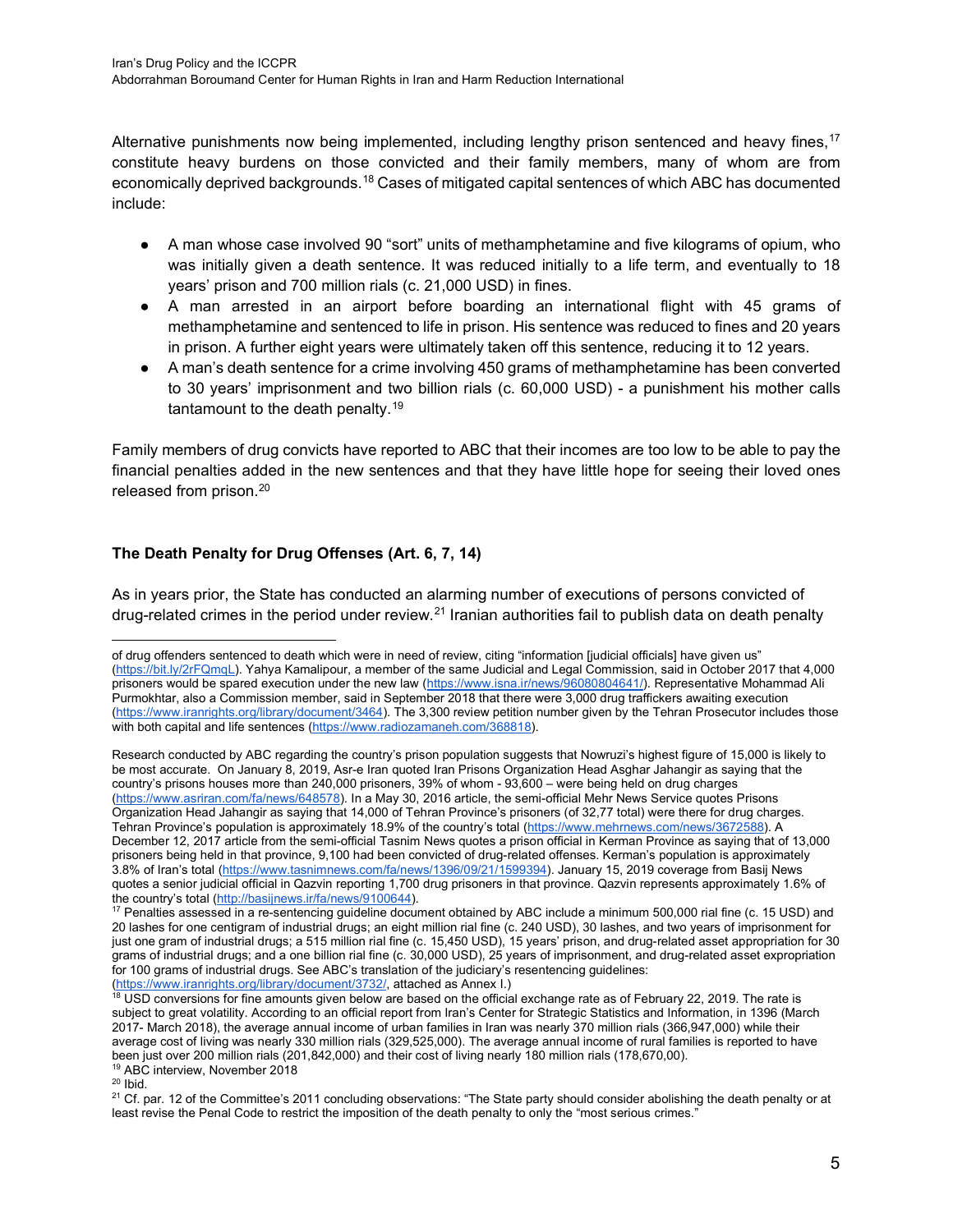Alternative punishments now being implemented, including lengthy prison sentenced and heavy fines,[17] constitute heavy burdens on those convicted and their family members, many of whom are from economically deprived backgrounds.[18] Cases of mitigated capital sentences of which ABC has documented include:

- A man whose case involved 90 "sort" units of methamphetamine and five kilograms of opium, who was initially given a death sentence. It was reduced initially to a life term, and eventually to 18 years' prison and 700 million rials (c. 21,000 USD) in fines.
- A man arrested in an airport before boarding an international flight with 45 grams of methamphetamine and sentenced to life in prison. His sentence was reduced to fines and 20 years in prison. A further eight years were ultimately taken off this sentence, reducing it to 12 years.
- A man's death sentence for a crime involving 450 grams of methamphetamine has been converted to 30 years' imprisonment and two billion rials (c. 60,000 USD) - a punishment his mother calls tantamount to the death penalty.[19]

Family members of drug convicts have reported to ABC that their incomes are too low to be able to pay the financial penalties added in the new sentences and that they have little hope for seeing their loved ones released from prison.[20]

### The Death Penalty for Drug Offenses (Art. 6, 7, 14)

As in years prior, the State has conducted an alarming number of executions of persons convicted of drug-related crimes in the period under review.[21] Iranian authorities fail to publish data on death penalty

---

of drug offenders sentenced to death which were in need of review, citing "information [judicial officials] have given us" (https://bit.ly/2rFQmqL). Yahya Kamalipour, a member of the same Judicial and Legal Commission, said in October 2017 that 4,000 prisoners would be spared execution under the new law (https://www.isna.ir/news/96080804641/). Representative Mohammad Ali Purmokhtar, also a Commission member, said in September 2018 that there were 3,000 drug traffickers awaiting execution (https://www.iranrights.org/library/document/3464). The 3,300 review petition number given by the Tehran Prosecutor includes those with both capital and life sentences (https://www.radiozamaneh.com/368818).

Research conducted by ABC regarding the country's prison population suggests that Nowruzi's highest figure of 15,000 is likely to be most accurate. On January 8, 2019, Asr-e Iran quoted Iran Prisons Organization Head Asghar Jahangir as saying that the country's prisons houses more than 240,000 prisoners, 39% of whom - 93,600 – were being held on drug charges (https://www.asriran.com/fa/news/648578). In a May 30, 2016 article, the semi-official Mehr News Service quotes Prisons Organization Head Jahangir as saying that 14,000 of Tehran Province's prisoners (of 32,77 total) were there for drug charges. Tehran Province's population is approximately 18.9% of the country's total (https://www.mehrnews.com/news/3672588). A December 12, 2017 article from the semi-official Tasnim News quotes a prison official in Kerman Province as saying that of 13,000 prisoners being held in that province, 9,100 had been convicted of drug-related offenses. Kerman's population is approximately 3.8% of Iran's total (https://www.tasnimnews.com/fa/news/1396/09/21/1599394). January 15, 2019 coverage from Basij News quotes a senior judicial official in Qazvin reporting 1,700 drug prisoners in that province. Qazvin represents approximately 1.6% of the country's total (http://basijnews.ir/fa/news/9100644).

[17] Penalties assessed in a re-sentencing guideline document obtained by ABC include a minimum 500,000 rial fine (c. 15 USD) and 20 lashes for one centigram of industrial drugs; an eight million rial fine (c. 240 USD), 30 lashes, and two years of imprisonment for just one gram of industrial drugs; a 515 million rial fine (c. 15,450 USD), 15 years' prison, and drug-related asset appropriation for 30 grams of industrial drugs; and a one billion rial fine (c. 30,000 USD), 25 years of imprisonment, and drug-related asset expropriation for 100 grams of industrial drugs. See ABC's translation of the judiciary's resentencing guidelines: (https://www.iranrights.org/library/document/3732/, attached as Annex I.)

[18] USD conversions for fine amounts given below are based on the official exchange rate as of February 22, 2019. The rate is subject to great volatility. According to an official report from Iran's Center for Strategic Statistics and Information, in 1396 (March 2017- March 2018), the average annual income of urban families in Iran was nearly 370 million rials (366,947,000) while their average cost of living was nearly 330 million rials (329,525,000). The average annual income of rural families is reported to have been just over 200 million rials (201,842,000) and their cost of living nearly 180 million rials (178,670,00).

[19] ABC interview, November 2018

[20] Ibid.

[21] Cf. par. 12 of the Committee's 2011 concluding observations: "The State party should consider abolishing the death penalty or at least revise the Penal Code to restrict the imposition of the death penalty to only the "most serious crimes."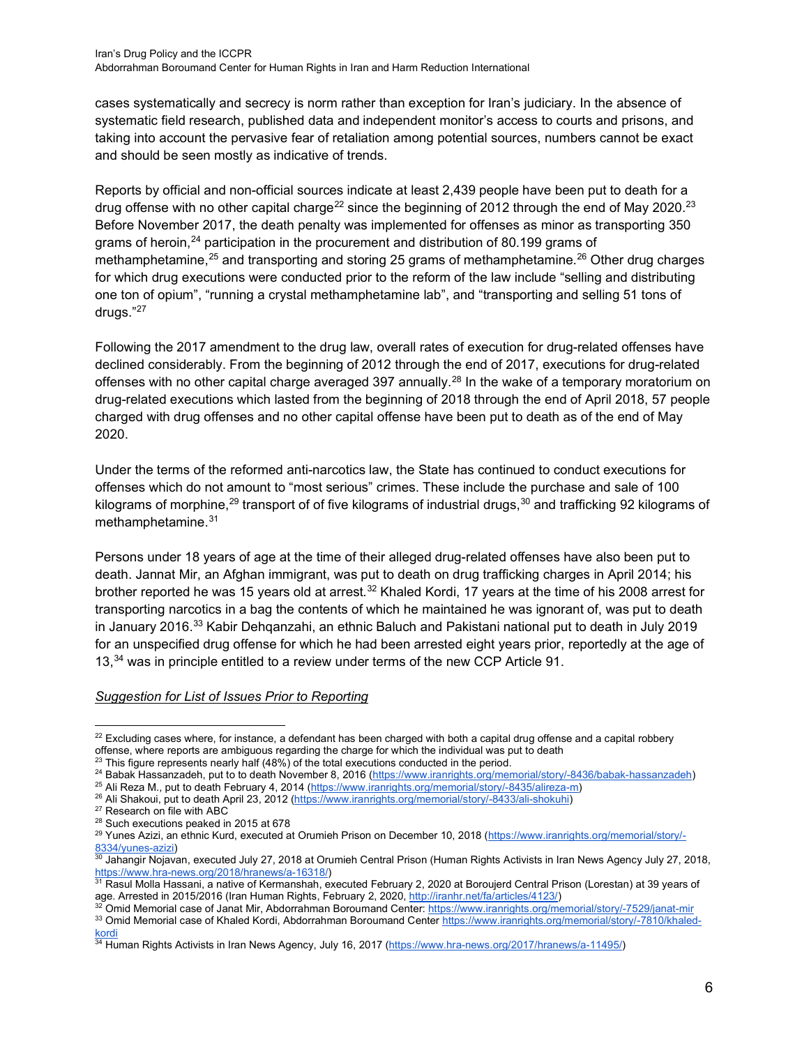cases systematically and secrecy is norm rather than exception for Iran's judiciary. In the absence of systematic field research, published data and independent monitor's access to courts and prisons, and taking into account the pervasive fear of retaliation among potential sources, numbers cannot be exact and should be seen mostly as indicative of trends.

Reports by official and non-official sources indicate at least 2,439 people have been put to death for a drug offense with no other capital charge[22] since the beginning of 2012 through the end of May 2020.[23] Before November 2017, the death penalty was implemented for offenses as minor as transporting 350 grams of heroin,[24] participation in the procurement and distribution of 80.199 grams of methamphetamine,[25] and transporting and storing 25 grams of methamphetamine.[26] Other drug charges for which drug executions were conducted prior to the reform of the law include "selling and distributing one ton of opium", "running a crystal methamphetamine lab", and "transporting and selling 51 tons of drugs."[27]

Following the 2017 amendment to the drug law, overall rates of execution for drug-related offenses have declined considerably. From the beginning of 2012 through the end of 2017, executions for drug-related offenses with no other capital charge averaged 397 annually.[28] In the wake of a temporary moratorium on drug-related executions which lasted from the beginning of 2018 through the end of April 2018, 57 people charged with drug offenses and no other capital offense have been put to death as of the end of May 2020.

Under the terms of the reformed anti-narcotics law, the State has continued to conduct executions for offenses which do not amount to "most serious" crimes. These include the purchase and sale of 100 kilograms of morphine,[29] transport of of five kilograms of industrial drugs,[30] and trafficking 92 kilograms of methamphetamine.[31]

Persons under 18 years of age at the time of their alleged drug-related offenses have also been put to death. Jannat Mir, an Afghan immigrant, was put to death on drug trafficking charges in April 2014; his brother reported he was 15 years old at arrest.[32] Khaled Kordi, 17 years at the time of his 2008 arrest for transporting narcotics in a bag the contents of which he maintained he was ignorant of, was put to death in January 2016.[33] Kabir Dehqanzahi, an ethnic Baluch and Pakistani national put to death in July 2019 for an unspecified drug offense for which he had been arrested eight years prior, reportedly at the age of 13,[34] was in principle entitled to a review under terms of the new CCP Article 91.

*Suggestion for List of Issues Prior to Reporting*

---

[22] Excluding cases where, for instance, a defendant has been charged with both a capital drug offense and a capital robbery offense, where reports are ambiguous regarding the charge for which the individual was put to death

[23] This figure represents nearly half (48%) of the total executions conducted in the period.

[24] Babak Hassanzadeh, put to to death November 8, 2016 (https://www.iranrights.org/memorial/story/-8436/babak-hassanzadeh)

[25] Ali Reza M., put to death February 4, 2014 (https://www.iranrights.org/memorial/story/-8435/alireza-m)

[26] Ali Shakoui, put to death April 23, 2012 (https://www.iranrights.org/memorial/story/-8433/ali-shokuhi)

[27] Research on file with ABC

[28] Such executions peaked in 2015 at 678

[29] Yunes Azizi, an ethnic Kurd, executed at Orumieh Prison on December 10, 2018 (https://www.iranrights.org/memorial/story/-8334/yunes-azizi)

[30] Jahangir Nojavan, executed July 27, 2018 at Orumieh Central Prison (Human Rights Activists in Iran News Agency July 27, 2018, https://www.hra-news.org/2018/hranews/a-16318/)

[31] Rasul Molla Hassani, a native of Kermanshah, executed February 2, 2020 at Boroujerd Central Prison (Lorestan) at 39 years of age. Arrested in 2015/2016 (Iran Human Rights, February 2, 2020, http://iranhr.net/fa/articles/4123/)

[32] Omid Memorial case of Janat Mir, Abdorrahman Boroumand Center: https://www.iranrights.org/memorial/story/-7529/janat-mir

[33] Omid Memorial case of Khaled Kordi, Abdorrahman Boroumand Center https://www.iranrights.org/memorial/story/-7810/khaled-kordi

[34] Human Rights Activists in Iran News Agency, July 16, 2017 (https://www.hra-news.org/2017/hranews/a-11495/)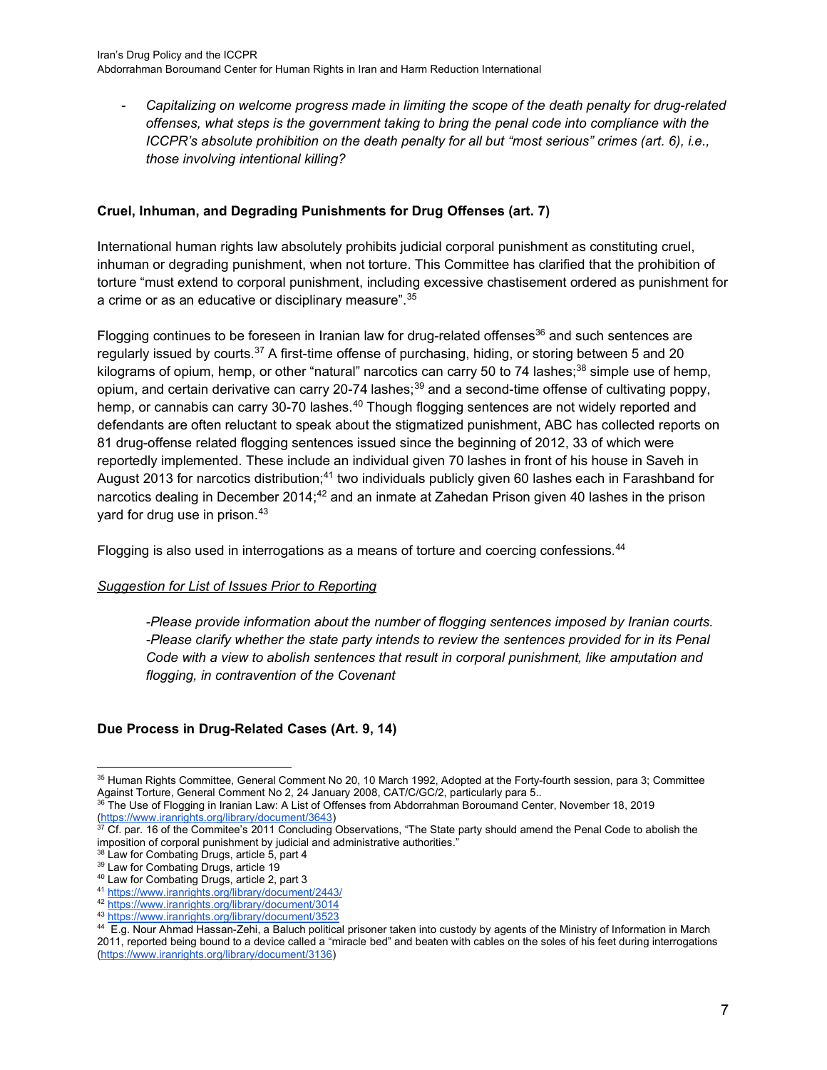- *Capitalizing on welcome progress made in limiting the scope of the death penalty for drug-related offenses, what steps is the government taking to bring the penal code into compliance with the ICCPR's absolute prohibition on the death penalty for all but "most serious" crimes (art. 6), i.e., those involving intentional killing?*

**Cruel, Inhuman, and Degrading Punishments for Drug Offenses (art. 7)**

International human rights law absolutely prohibits judicial corporal punishment as constituting cruel, inhuman or degrading punishment, when not torture. This Committee has clarified that the prohibition of torture "must extend to corporal punishment, including excessive chastisement ordered as punishment for a crime or as an educative or disciplinary measure".[35]

Flogging continues to be foreseen in Iranian law for drug-related offenses[36] and such sentences are regularly issued by courts.[37] A first-time offense of purchasing, hiding, or storing between 5 and 20 kilograms of opium, hemp, or other "natural" narcotics can carry 50 to 74 lashes;[38] simple use of hemp, opium, and certain derivative can carry 20-74 lashes;[39] and a second-time offense of cultivating poppy, hemp, or cannabis can carry 30-70 lashes.[40] Though flogging sentences are not widely reported and defendants are often reluctant to speak about the stigmatized punishment, ABC has collected reports on 81 drug-offense related flogging sentences issued since the beginning of 2012, 33 of which were reportedly implemented. These include an individual given 70 lashes in front of his house in Saveh in August 2013 for narcotics distribution;[41] two individuals publicly given 60 lashes each in Farashband for narcotics dealing in December 2014;[42] and an inmate at Zahedan Prison given 40 lashes in the prison yard for drug use in prison.[43]

Flogging is also used in interrogations as a means of torture and coercing confessions.[44]

<u>*Suggestion for List of Issues Prior to Reporting*</u>

> *-Please provide information about the number of flogging sentences imposed by Iranian courts.*
> *-Please clarify whether the state party intends to review the sentences provided for in its Penal Code with a view to abolish sentences that result in corporal punishment, like amputation and flogging, in contravention of the Covenant*

**Due Process in Drug-Related Cases (Art. 9, 14)**

---

[35] Human Rights Committee, General Comment No 20, 10 March 1992, Adopted at the Forty-fourth session, para 3; Committee Against Torture, General Comment No 2, 24 January 2008, CAT/C/GC/2, particularly para 5..

[36] The Use of Flogging in Iranian Law: A List of Offenses from Abdorrahman Boroumand Center, November 18, 2019 (https://www.iranrights.org/library/document/3643)

[37] Cf. par. 16 of the Commitee's 2011 Concluding Observations, "The State party should amend the Penal Code to abolish the imposition of corporal punishment by judicial and administrative authorities."

[38] Law for Combating Drugs, article 5, part 4

[39] Law for Combating Drugs, article 19

[40] Law for Combating Drugs, article 2, part 3

[41] https://www.iranrights.org/library/document/2443/

[42] https://www.iranrights.org/library/document/3014

[43] https://www.iranrights.org/library/document/3523

[44] E.g. Nour Ahmad Hassan-Zehi, a Baluch political prisoner taken into custody by agents of the Ministry of Information in March 2011, reported being bound to a device called a "miracle bed" and beaten with cables on the soles of his feet during interrogations (https://www.iranrights.org/library/document/3136)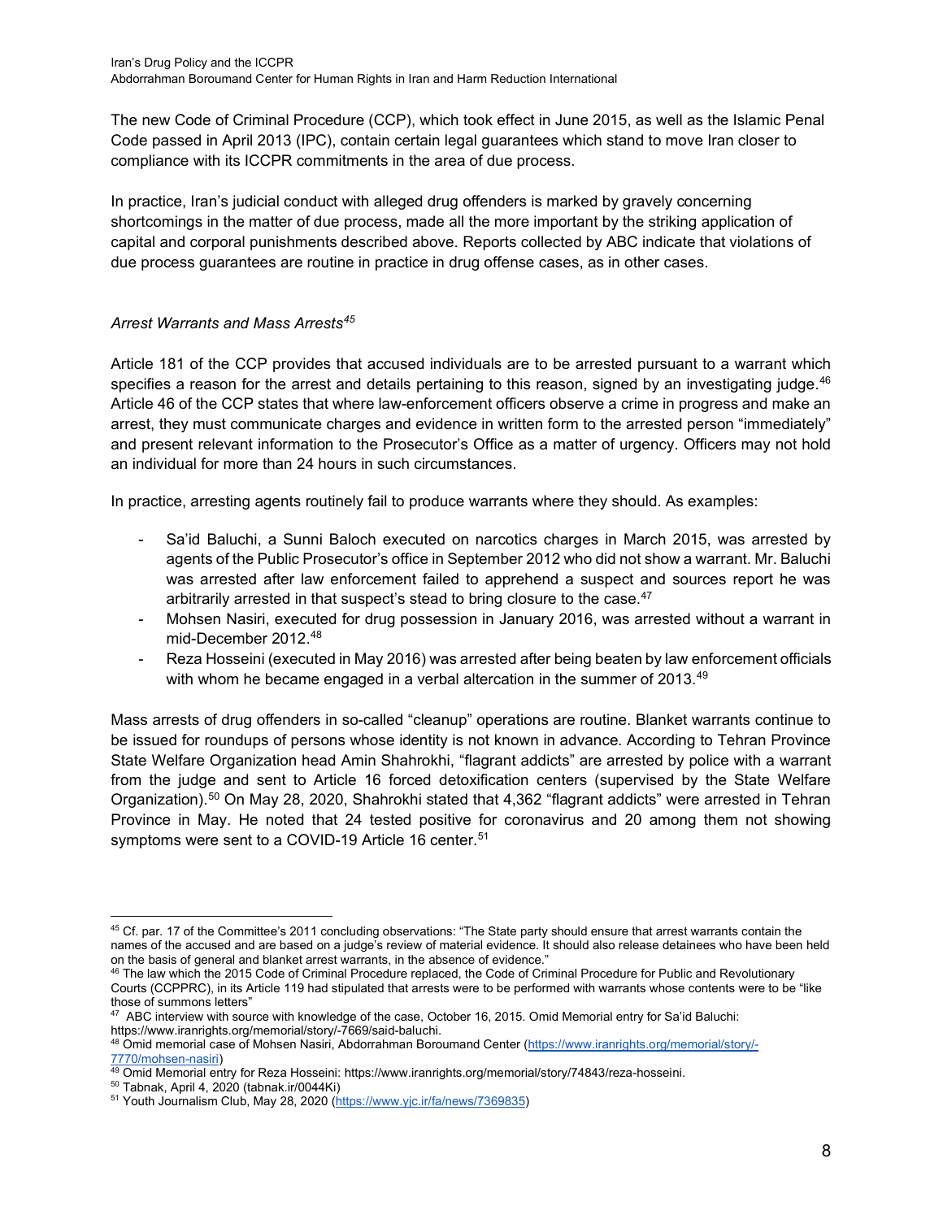The new Code of Criminal Procedure (CCP), which took effect in June 2015, as well as the Islamic Penal Code passed in April 2013 (IPC), contain certain legal guarantees which stand to move Iran closer to compliance with its ICCPR commitments in the area of due process.

In practice, Iran's judicial conduct with alleged drug offenders is marked by gravely concerning shortcomings in the matter of due process, made all the more important by the striking application of capital and corporal punishments described above. Reports collected by ABC indicate that violations of due process guarantees are routine in practice in drug offense cases, as in other cases.

*Arrest Warrants and Mass Arrests*[45]

Article 181 of the CCP provides that accused individuals are to be arrested pursuant to a warrant which specifies a reason for the arrest and details pertaining to this reason, signed by an investigating judge.[46] Article 46 of the CCP states that where law-enforcement officers observe a crime in progress and make an arrest, they must communicate charges and evidence in written form to the arrested person "immediately" and present relevant information to the Prosecutor's Office as a matter of urgency. Officers may not hold an individual for more than 24 hours in such circumstances.

In practice, arresting agents routinely fail to produce warrants where they should. As examples:

- Sa'id Baluchi, a Sunni Baloch executed on narcotics charges in March 2015, was arrested by agents of the Public Prosecutor's office in September 2012 who did not show a warrant. Mr. Baluchi was arrested after law enforcement failed to apprehend a suspect and sources report he was arbitrarily arrested in that suspect's stead to bring closure to the case.[47]
- Mohsen Nasiri, executed for drug possession in January 2016, was arrested without a warrant in mid-December 2012.[48]
- Reza Hosseini (executed in May 2016) was arrested after being beaten by law enforcement officials with whom he became engaged in a verbal altercation in the summer of 2013.[49]

Mass arrests of drug offenders in so-called "cleanup" operations are routine. Blanket warrants continue to be issued for roundups of persons whose identity is not known in advance. According to Tehran Province State Welfare Organization head Amin Shahrokhi, "flagrant addicts" are arrested by police with a warrant from the judge and sent to Article 16 forced detoxification centers (supervised by the State Welfare Organization).[50] On May 28, 2020, Shahrokhi stated that 4,362 "flagrant addicts" were arrested in Tehran Province in May. He noted that 24 tested positive for coronavirus and 20 among them not showing symptoms were sent to a COVID-19 Article 16 center.[51]

---

[45] Cf. par. 17 of the Committee's 2011 concluding observations: "The State party should ensure that arrest warrants contain the names of the accused and are based on a judge's review of material evidence. It should also release detainees who have been held on the basis of general and blanket arrest warrants, in the absence of evidence."

[46] The law which the 2015 Code of Criminal Procedure replaced, the Code of Criminal Procedure for Public and Revolutionary Courts (CCPPRC), in its Article 119 had stipulated that arrests were to be performed with warrants whose contents were to be "like those of summons letters"

[47] ABC interview with source with knowledge of the case, October 16, 2015. Omid Memorial entry for Sa'id Baluchi: https://www.iranrights.org/memorial/story/-7669/said-baluchi.

[48] Omid memorial case of Mohsen Nasiri, Abdorrahman Boroumand Center (https://www.iranrights.org/memorial/story/-7770/mohsen-nasiri)

[49] Omid Memorial entry for Reza Hosseini: https://www.iranrights.org/memorial/story/74843/reza-hosseini.

[50] Tabnak, April 4, 2020 (tabnak.ir/0044Ki)

[51] Youth Journalism Club, May 28, 2020 (https://www.yjc.ir/fa/news/7369835)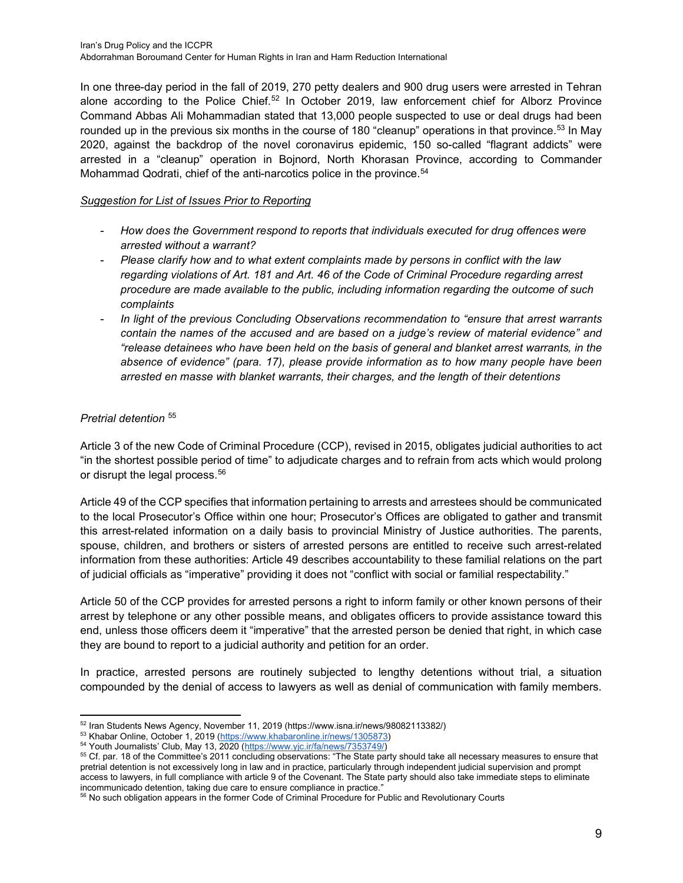In one three-day period in the fall of 2019, 270 petty dealers and 900 drug users were arrested in Tehran alone according to the Police Chief.[52] In October 2019, law enforcement chief for Alborz Province Command Abbas Ali Mohammadian stated that 13,000 people suspected to use or deal drugs had been rounded up in the previous six months in the course of 180 "cleanup" operations in that province.[53] In May 2020, against the backdrop of the novel coronavirus epidemic, 150 so-called "flagrant addicts" were arrested in a "cleanup" operation in Bojnord, North Khorasan Province, according to Commander Mohammad Qodrati, chief of the anti-narcotics police in the province.[54]

_Suggestion for List of Issues Prior to Reporting_

- *How does the Government respond to reports that individuals executed for drug offences were arrested without a warrant?*
- *Please clarify how and to what extent complaints made by persons in conflict with the law regarding violations of Art. 181 and Art. 46 of the Code of Criminal Procedure regarding arrest procedure are made available to the public, including information regarding the outcome of such complaints*
- *In light of the previous Concluding Observations recommendation to "ensure that arrest warrants contain the names of the accused and are based on a judge's review of material evidence" and "release detainees who have been held on the basis of general and blanket arrest warrants, in the absence of evidence" (para. 17), please provide information as to how many people have been arrested en masse with blanket warrants, their charges, and the length of their detentions*

*Pretrial detention* [55]

Article 3 of the new Code of Criminal Procedure (CCP), revised in 2015, obligates judicial authorities to act "in the shortest possible period of time" to adjudicate charges and to refrain from acts which would prolong or disrupt the legal process.[56]

Article 49 of the CCP specifies that information pertaining to arrests and arrestees should be communicated to the local Prosecutor's Office within one hour; Prosecutor's Offices are obligated to gather and transmit this arrest-related information on a daily basis to provincial Ministry of Justice authorities. The parents, spouse, children, and brothers or sisters of arrested persons are entitled to receive such arrest-related information from these authorities: Article 49 describes accountability to these familial relations on the part of judicial officials as "imperative" providing it does not "conflict with social or familial respectability."

Article 50 of the CCP provides for arrested persons a right to inform family or other known persons of their arrest by telephone or any other possible means, and obligates officers to provide assistance toward this end, unless those officers deem it "imperative" that the arrested person be denied that right, in which case they are bound to report to a judicial authority and petition for an order.

In practice, arrested persons are routinely subjected to lengthy detentions without trial, a situation compounded by the denial of access to lawyers as well as denial of communication with family members.

---

[52] Iran Students News Agency, November 11, 2019 (https://www.isna.ir/news/98082113382/)

[53] Khabar Online, October 1, 2019 (https://www.khabaronline.ir/news/1305873)

[54] Youth Journalists' Club, May 13, 2020 (https://www.yjc.ir/fa/news/7353749/)

[55] Cf. par. 18 of the Committee's 2011 concluding observations: "The State party should take all necessary measures to ensure that pretrial detention is not excessively long in law and in practice, particularly through independent judicial supervision and prompt access to lawyers, in full compliance with article 9 of the Covenant. The State party should also take immediate steps to eliminate incommunicado detention, taking due care to ensure compliance in practice."

[56] No such obligation appears in the former Code of Criminal Procedure for Public and Revolutionary Courts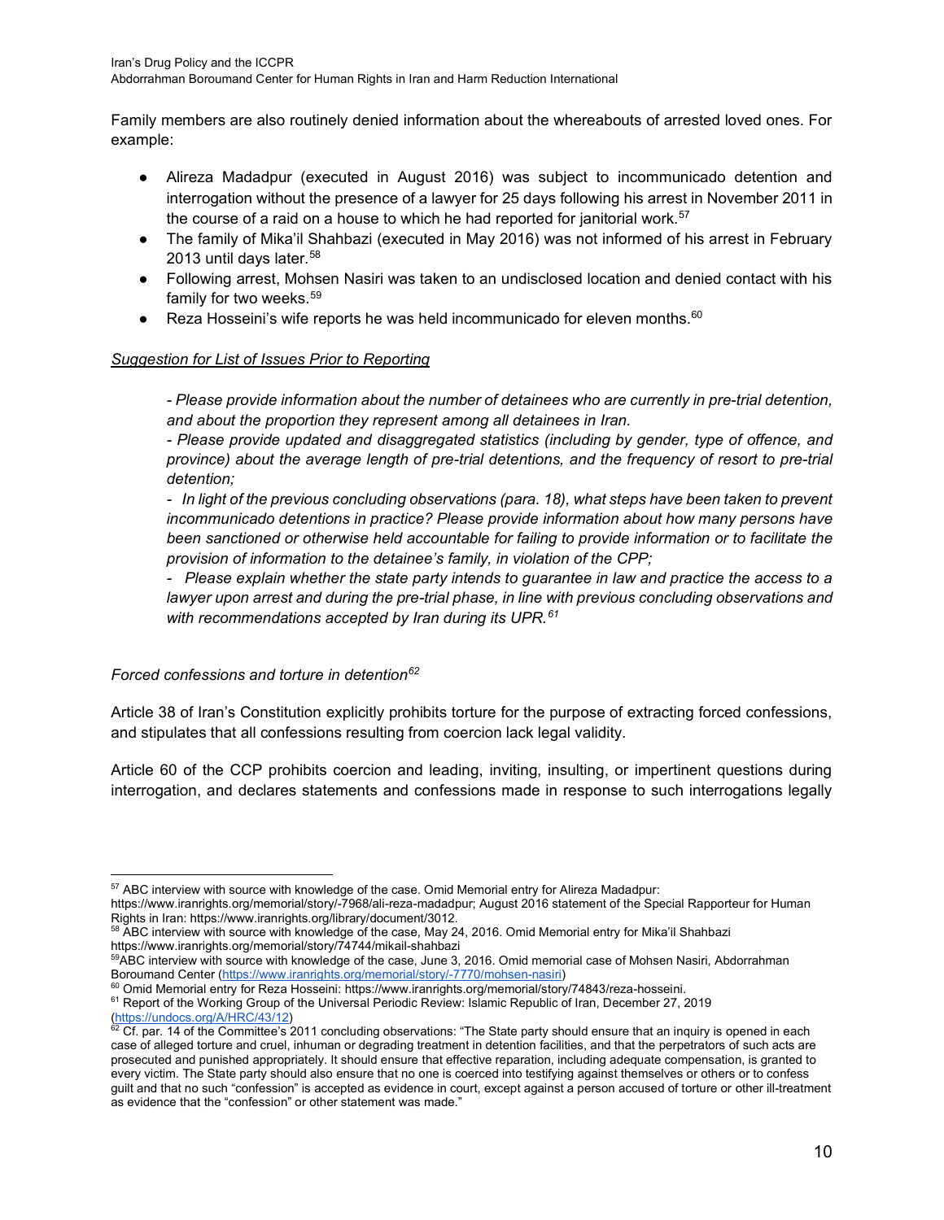Family members are also routinely denied information about the whereabouts of arrested loved ones. For example:

- Alireza Madadpur (executed in August 2016) was subject to incommunicado detention and interrogation without the presence of a lawyer for 25 days following his arrest in November 2011 in the course of a raid on a house to which he had reported for janitorial work.[57]
- The family of Mika'il Shahbazi (executed in May 2016) was not informed of his arrest in February 2013 until days later.[58]
- Following arrest, Mohsen Nasiri was taken to an undisclosed location and denied contact with his family for two weeks.[59]
- Reza Hosseini's wife reports he was held incommunicado for eleven months.[60]

<u>*Suggestion for List of Issues Prior to Reporting*</u>

> *- Please provide information about the number of detainees who are currently in pre-trial detention, and about the proportion they represent among all detainees in Iran.*
>
> *- Please provide updated and disaggregated statistics (including by gender, type of offence, and province) about the average length of pre-trial detentions, and the frequency of resort to pre-trial detention;*
>
> *- In light of the previous concluding observations (para. 18), what steps have been taken to prevent incommunicado detentions in practice? Please provide information about how many persons have been sanctioned or otherwise held accountable for failing to provide information or to facilitate the provision of information to the detainee's family, in violation of the CPP;*
>
> *- Please explain whether the state party intends to guarantee in law and practice the access to a lawyer upon arrest and during the pre-trial phase, in line with previous concluding observations and with recommendations accepted by Iran during its UPR.*[61]

*Forced confessions and torture in detention*[62]

Article 38 of Iran's Constitution explicitly prohibits torture for the purpose of extracting forced confessions, and stipulates that all confessions resulting from coercion lack legal validity.

Article 60 of the CCP prohibits coercion and leading, inviting, insulting, or impertinent questions during interrogation, and declares statements and confessions made in response to such interrogations legally

---

[57] ABC interview with source with knowledge of the case. Omid Memorial entry for Alireza Madadpur: https://www.iranrights.org/memorial/story/-7968/ali-reza-madadpur; August 2016 statement of the Special Rapporteur for Human Rights in Iran: https://www.iranrights.org/library/document/3012.

[58] ABC interview with source with knowledge of the case, May 24, 2016. Omid Memorial entry for Mika'il Shahbazi https://www.iranrights.org/memorial/story/74744/mikail-shahbazi

[59] ABC interview with source with knowledge of the case, June 3, 2016. Omid memorial case of Mohsen Nasiri, Abdorrahman Boroumand Center (https://www.iranrights.org/memorial/story/-7770/mohsen-nasiri)

[60] Omid Memorial entry for Reza Hosseini: https://www.iranrights.org/memorial/story/74843/reza-hosseini.

[61] Report of the Working Group of the Universal Periodic Review: Islamic Republic of Iran, December 27, 2019 (https://undocs.org/A/HRC/43/12)

[62] Cf. par. 14 of the Committee's 2011 concluding observations: "The State party should ensure that an inquiry is opened in each case of alleged torture and cruel, inhuman or degrading treatment in detention facilities, and that the perpetrators of such acts are prosecuted and punished appropriately. It should ensure that effective reparation, including adequate compensation, is granted to every victim. The State party should also ensure that no one is coerced into testifying against themselves or others or to confess guilt and that no such "confession" is accepted as evidence in court, except against a person accused of torture or other ill-treatment as evidence that the "confession" or other statement was made."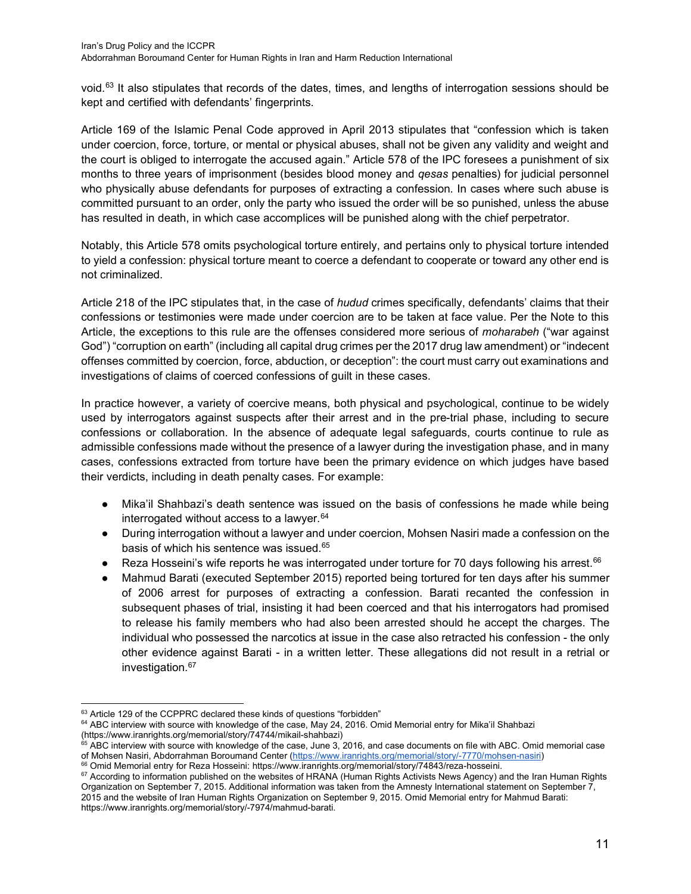void.[63] It also stipulates that records of the dates, times, and lengths of interrogation sessions should be kept and certified with defendants' fingerprints.

Article 169 of the Islamic Penal Code approved in April 2013 stipulates that "confession which is taken under coercion, force, torture, or mental or physical abuses, shall not be given any validity and weight and the court is obliged to interrogate the accused again." Article 578 of the IPC foresees a punishment of six months to three years of imprisonment (besides blood money and *qesas* penalties) for judicial personnel who physically abuse defendants for purposes of extracting a confession. In cases where such abuse is committed pursuant to an order, only the party who issued the order will be so punished, unless the abuse has resulted in death, in which case accomplices will be punished along with the chief perpetrator.

Notably, this Article 578 omits psychological torture entirely, and pertains only to physical torture intended to yield a confession: physical torture meant to coerce a defendant to cooperate or toward any other end is not criminalized.

Article 218 of the IPC stipulates that, in the case of *hudud* crimes specifically, defendants' claims that their confessions or testimonies were made under coercion are to be taken at face value. Per the Note to this Article, the exceptions to this rule are the offenses considered more serious of *moharabeh* ("war against God") "corruption on earth" (including all capital drug crimes per the 2017 drug law amendment) or "indecent offenses committed by coercion, force, abduction, or deception": the court must carry out examinations and investigations of claims of coerced confessions of guilt in these cases.

In practice however, a variety of coercive means, both physical and psychological, continue to be widely used by interrogators against suspects after their arrest and in the pre-trial phase, including to secure confessions or collaboration. In the absence of adequate legal safeguards, courts continue to rule as admissible confessions made without the presence of a lawyer during the investigation phase, and in many cases, confessions extracted from torture have been the primary evidence on which judges have based their verdicts, including in death penalty cases. For example:

- Mika'il Shahbazi's death sentence was issued on the basis of confessions he made while being interrogated without access to a lawyer.[64]
- During interrogation without a lawyer and under coercion, Mohsen Nasiri made a confession on the basis of which his sentence was issued.[65]
- Reza Hosseini's wife reports he was interrogated under torture for 70 days following his arrest.[66]
- Mahmud Barati (executed September 2015) reported being tortured for ten days after his summer of 2006 arrest for purposes of extracting a confession. Barati recanted the confession in subsequent phases of trial, insisting it had been coerced and that his interrogators had promised to release his family members who had also been arrested should he accept the charges. The individual who possessed the narcotics at issue in the case also retracted his confession - the only other evidence against Barati - in a written letter. These allegations did not result in a retrial or investigation.[67]

---

[63] Article 129 of the CCPPRC declared these kinds of questions "forbidden"

[64] ABC interview with source with knowledge of the case, May 24, 2016. Omid Memorial entry for Mika'il Shahbazi (https://www.iranrights.org/memorial/story/74744/mikail-shahbazi)

[65] ABC interview with source with knowledge of the case, June 3, 2016, and case documents on file with ABC. Omid memorial case of Mohsen Nasiri, Abdorrahman Boroumand Center (https://www.iranrights.org/memorial/story/-7770/mohsen-nasiri)

[66] Omid Memorial entry for Reza Hosseini: https://www.iranrights.org/memorial/story/74843/reza-hosseini.

[67] According to information published on the websites of HRANA (Human Rights Activists News Agency) and the Iran Human Rights Organization on September 7, 2015. Additional information was taken from the Amnesty International statement on September 7, 2015 and the website of Iran Human Rights Organization on September 9, 2015. Omid Memorial entry for Mahmud Barati: https://www.iranrights.org/memorial/story/-7974/mahmud-barati.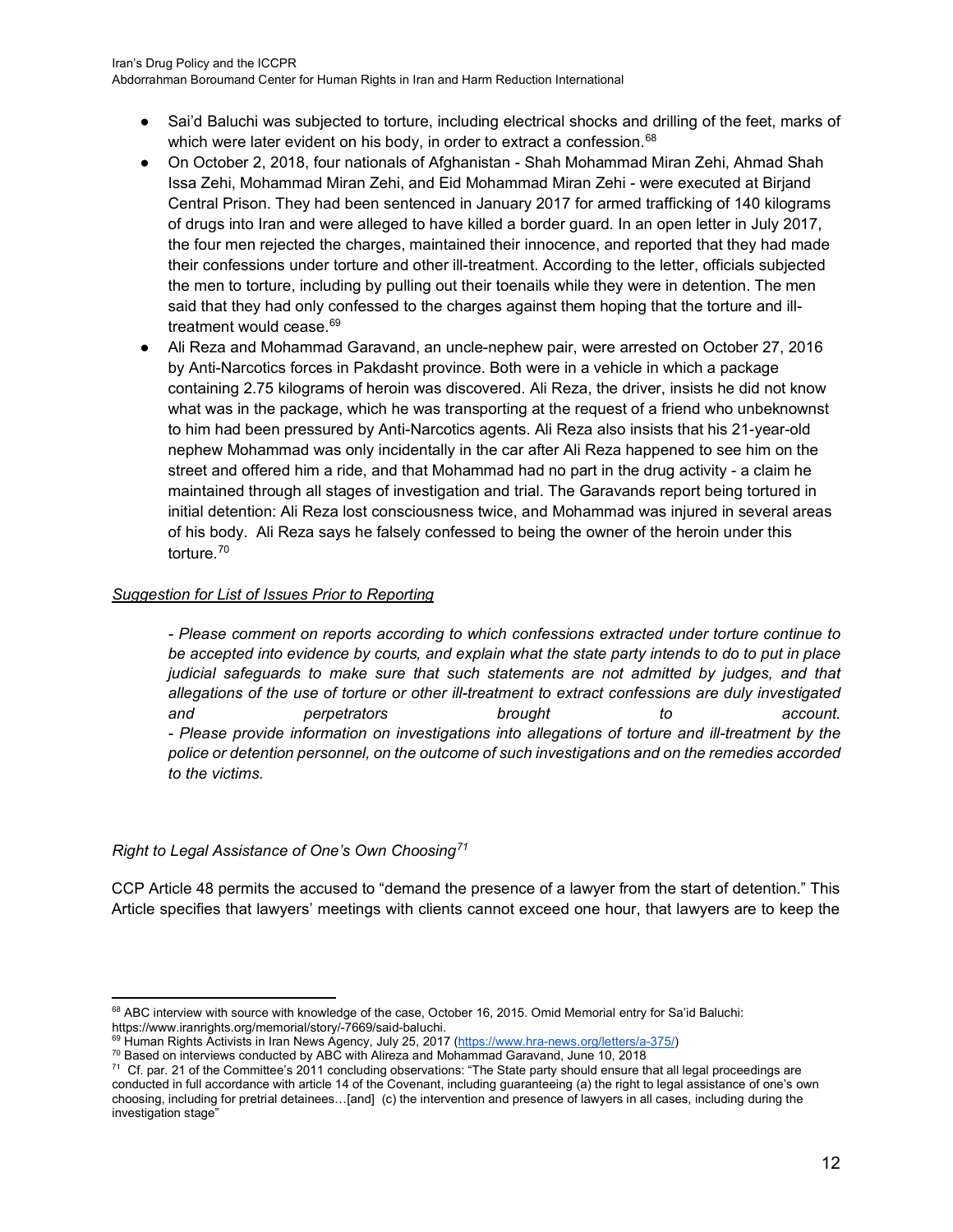- Sai'd Baluchi was subjected to torture, including electrical shocks and drilling of the feet, marks of which were later evident on his body, in order to extract a confession.[68]
- On October 2, 2018, four nationals of Afghanistan - Shah Mohammad Miran Zehi, Ahmad Shah Issa Zehi, Mohammad Miran Zehi, and Eid Mohammad Miran Zehi - were executed at Birjand Central Prison. They had been sentenced in January 2017 for armed trafficking of 140 kilograms of drugs into Iran and were alleged to have killed a border guard. In an open letter in July 2017, the four men rejected the charges, maintained their innocence, and reported that they had made their confessions under torture and other ill-treatment. According to the letter, officials subjected the men to torture, including by pulling out their toenails while they were in detention. The men said that they had only confessed to the charges against them hoping that the torture and ill-treatment would cease.[69]
- Ali Reza and Mohammad Garavand, an uncle-nephew pair, were arrested on October 27, 2016 by Anti-Narcotics forces in Pakdasht province. Both were in a vehicle in which a package containing 2.75 kilograms of heroin was discovered. Ali Reza, the driver, insists he did not know what was in the package, which he was transporting at the request of a friend who unbeknownst to him had been pressured by Anti-Narcotics agents. Ali Reza also insists that his 21-year-old nephew Mohammad was only incidentally in the car after Ali Reza happened to see him on the street and offered him a ride, and that Mohammad had no part in the drug activity - a claim he maintained through all stages of investigation and trial. The Garavands report being tortured in initial detention: Ali Reza lost consciousness twice, and Mohammad was injured in several areas of his body. Ali Reza says he falsely confessed to being the owner of the heroin under this torture.[70]

*Suggestion for List of Issues Prior to Reporting*

> *- Please comment on reports according to which confessions extracted under torture continue to be accepted into evidence by courts, and explain what the state party intends to do to put in place judicial safeguards to make sure that such statements are not admitted by judges, and that allegations of the use of torture or other ill-treatment to extract confessions are duly investigated and perpetrators brought to account.*
>
> *- Please provide information on investigations into allegations of torture and ill-treatment by the police or detention personnel, on the outcome of such investigations and on the remedies accorded to the victims.*

*Right to Legal Assistance of One's Own Choosing*[71]

CCP Article 48 permits the accused to "demand the presence of a lawyer from the start of detention." This Article specifies that lawyers' meetings with clients cannot exceed one hour, that lawyers are to keep the

---

[68] ABC interview with source with knowledge of the case, October 16, 2015. Omid Memorial entry for Sa'id Baluchi: https://www.iranrights.org/memorial/story/-7669/said-baluchi.

[69] Human Rights Activists in Iran News Agency, July 25, 2017 (https://www.hra-news.org/letters/a-375/)

[70] Based on interviews conducted by ABC with Alireza and Mohammad Garavand, June 10, 2018

[71] Cf. par. 21 of the Committee's 2011 concluding observations: "The State party should ensure that all legal proceedings are conducted in full accordance with article 14 of the Covenant, including guaranteeing (a) the right to legal assistance of one's own choosing, including for pretrial detainees…[and] (c) the intervention and presence of lawyers in all cases, including during the investigation stage"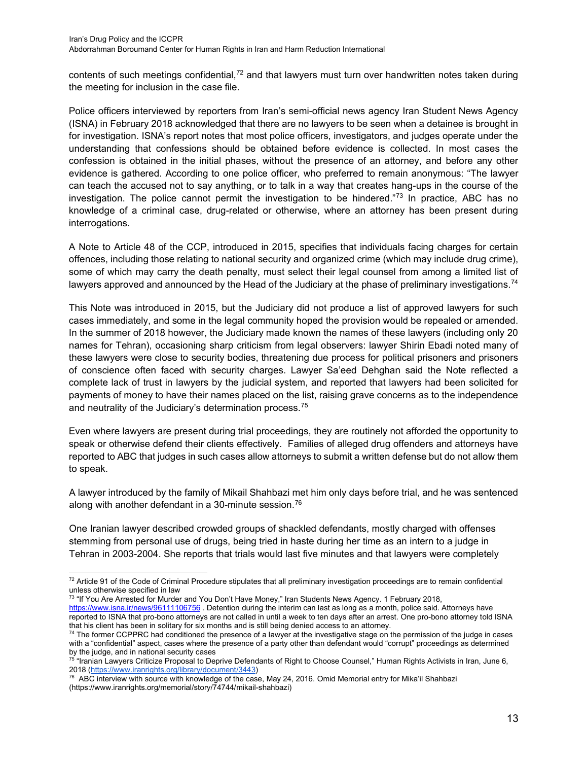contents of such meetings confidential,[72] and that lawyers must turn over handwritten notes taken during the meeting for inclusion in the case file.

Police officers interviewed by reporters from Iran's semi-official news agency Iran Student News Agency (ISNA) in February 2018 acknowledged that there are no lawyers to be seen when a detainee is brought in for investigation. ISNA's report notes that most police officers, investigators, and judges operate under the understanding that confessions should be obtained before evidence is collected. In most cases the confession is obtained in the initial phases, without the presence of an attorney, and before any other evidence is gathered. According to one police officer, who preferred to remain anonymous: "The lawyer can teach the accused not to say anything, or to talk in a way that creates hang-ups in the course of the investigation. The police cannot permit the investigation to be hindered."[73] In practice, ABC has no knowledge of a criminal case, drug-related or otherwise, where an attorney has been present during interrogations.

A Note to Article 48 of the CCP, introduced in 2015, specifies that individuals facing charges for certain offences, including those relating to national security and organized crime (which may include drug crime), some of which may carry the death penalty, must select their legal counsel from among a limited list of lawyers approved and announced by the Head of the Judiciary at the phase of preliminary investigations.[74]

This Note was introduced in 2015, but the Judiciary did not produce a list of approved lawyers for such cases immediately, and some in the legal community hoped the provision would be repealed or amended. In the summer of 2018 however, the Judiciary made known the names of these lawyers (including only 20 names for Tehran), occasioning sharp criticism from legal observers: lawyer Shirin Ebadi noted many of these lawyers were close to security bodies, threatening due process for political prisoners and prisoners of conscience often faced with security charges. Lawyer Sa'eed Dehghan said the Note reflected a complete lack of trust in lawyers by the judicial system, and reported that lawyers had been solicited for payments of money to have their names placed on the list, raising grave concerns as to the independence and neutrality of the Judiciary's determination process.[75]

Even where lawyers are present during trial proceedings, they are routinely not afforded the opportunity to speak or otherwise defend their clients effectively. Families of alleged drug offenders and attorneys have reported to ABC that judges in such cases allow attorneys to submit a written defense but do not allow them to speak.

A lawyer introduced by the family of Mikail Shahbazi met him only days before trial, and he was sentenced along with another defendant in a 30-minute session.[76]

One Iranian lawyer described crowded groups of shackled defendants, mostly charged with offenses stemming from personal use of drugs, being tried in haste during her time as an intern to a judge in Tehran in 2003-2004. She reports that trials would last five minutes and that lawyers were completely

---

[72] Article 91 of the Code of Criminal Procedure stipulates that all preliminary investigation proceedings are to remain confidential unless otherwise specified in law

[73] "If You Are Arrested for Murder and You Don't Have Money," Iran Students News Agency. 1 February 2018, https://www.isna.ir/news/96111106756 . Detention during the interim can last as long as a month, police said. Attorneys have reported to ISNA that pro-bono attorneys are not called in until a week to ten days after an arrest. One pro-bono attorney told ISNA that his client has been in solitary for six months and is still being denied access to an attorney.

[74] The former CCPPRC had conditioned the presence of a lawyer at the investigative stage on the permission of the judge in cases with a "confidential" aspect, cases where the presence of a party other than defendant would "corrupt" proceedings as determined by the judge, and in national security cases

[75] "Iranian Lawyers Criticize Proposal to Deprive Defendants of Right to Choose Counsel," Human Rights Activists in Iran, June 6, 2018 (https://www.iranrights.org/library/document/3443)

[76] ABC interview with source with knowledge of the case, May 24, 2016. Omid Memorial entry for Mika'il Shahbazi (https://www.iranrights.org/memorial/story/74744/mikail-shahbazi)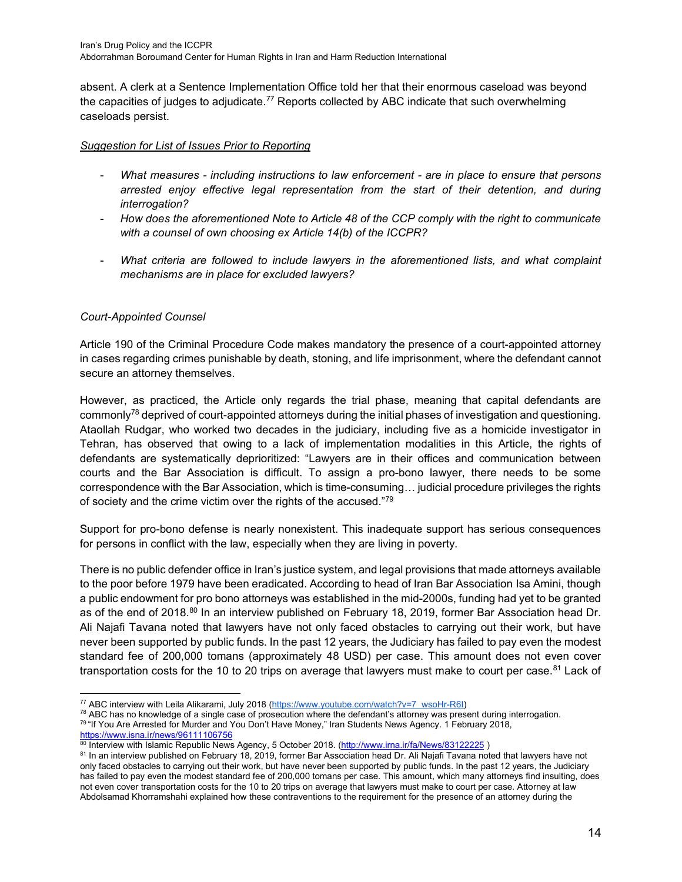absent. A clerk at a Sentence Implementation Office told her that their enormous caseload was beyond the capacities of judges to adjudicate.[77] Reports collected by ABC indicate that such overwhelming caseloads persist.

_Suggestion for List of Issues Prior to Reporting_

- _What measures - including instructions to law enforcement - are in place to ensure that persons arrested enjoy effective legal representation from the start of their detention, and during interrogation?_
- _How does the aforementioned Note to Article 48 of the CCP comply with the right to communicate with a counsel of own choosing ex Article 14(b) of the ICCPR?_
- _What criteria are followed to include lawyers in the aforementioned lists, and what complaint mechanisms are in place for excluded lawyers?_

_Court-Appointed Counsel_

Article 190 of the Criminal Procedure Code makes mandatory the presence of a court-appointed attorney in cases regarding crimes punishable by death, stoning, and life imprisonment, where the defendant cannot secure an attorney themselves.

However, as practiced, the Article only regards the trial phase, meaning that capital defendants are commonly[78] deprived of court-appointed attorneys during the initial phases of investigation and questioning. Ataollah Rudgar, who worked two decades in the judiciary, including five as a homicide investigator in Tehran, has observed that owing to a lack of implementation modalities in this Article, the rights of defendants are systematically deprioritized: "Lawyers are in their offices and communication between courts and the Bar Association is difficult. To assign a pro-bono lawyer, there needs to be some correspondence with the Bar Association, which is time-consuming… judicial procedure privileges the rights of society and the crime victim over the rights of the accused."[79]

Support for pro-bono defense is nearly nonexistent. This inadequate support has serious consequences for persons in conflict with the law, especially when they are living in poverty.

There is no public defender office in Iran's justice system, and legal provisions that made attorneys available to the poor before 1979 have been eradicated. According to head of Iran Bar Association Isa Amini, though a public endowment for pro bono attorneys was established in the mid-2000s, funding had yet to be granted as of the end of 2018.[80] In an interview published on February 18, 2019, former Bar Association head Dr. Ali Najafi Tavana noted that lawyers have not only faced obstacles to carrying out their work, but have never been supported by public funds. In the past 12 years, the Judiciary has failed to pay even the modest standard fee of 200,000 tomans (approximately 48 USD) per case. This amount does not even cover transportation costs for the 10 to 20 trips on average that lawyers must make to court per case.[81] Lack of

---

[77] ABC interview with Leila Alikarami, July 2018 (https://www.youtube.com/watch?v=7_wsoHr-R6I)

[78] ABC has no knowledge of a single case of prosecution where the defendant's attorney was present during interrogation.

[79] "If You Are Arrested for Murder and You Don't Have Money," Iran Students News Agency. 1 February 2018, https://www.isna.ir/news/96111106756

[80] Interview with Islamic Republic News Agency, 5 October 2018. (http://www.irna.ir/fa/News/83122225 )

[81] In an interview published on February 18, 2019, former Bar Association head Dr. Ali Najafi Tavana noted that lawyers have not only faced obstacles to carrying out their work, but have never been supported by public funds. In the past 12 years, the Judiciary has failed to pay even the modest standard fee of 200,000 tomans per case. This amount, which many attorneys find insulting, does not even cover transportation costs for the 10 to 20 trips on average that lawyers must make to court per case. Attorney at law Abdolsamad Khorramshahi explained how these contraventions to the requirement for the presence of an attorney during the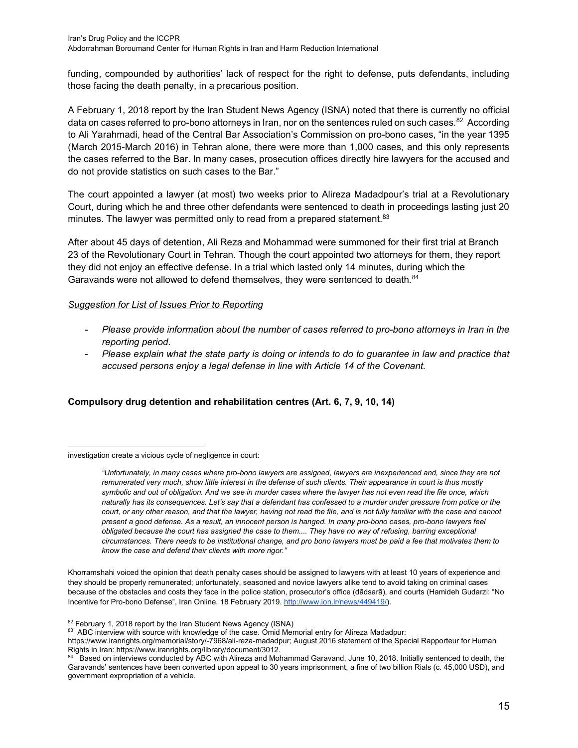funding, compounded by authorities' lack of respect for the right to defense, puts defendants, including those facing the death penalty, in a precarious position.

A February 1, 2018 report by the Iran Student News Agency (ISNA) noted that there is currently no official data on cases referred to pro-bono attorneys in Iran, nor on the sentences ruled on such cases.[82] According to Ali Yarahmadi, head of the Central Bar Association's Commission on pro-bono cases, "in the year 1395 (March 2015-March 2016) in Tehran alone, there were more than 1,000 cases, and this only represents the cases referred to the Bar. In many cases, prosecution offices directly hire lawyers for the accused and do not provide statistics on such cases to the Bar."

The court appointed a lawyer (at most) two weeks prior to Alireza Madadpour's trial at a Revolutionary Court, during which he and three other defendants were sentenced to death in proceedings lasting just 20 minutes. The lawyer was permitted only to read from a prepared statement.[83]

After about 45 days of detention, Ali Reza and Mohammad were summoned for their first trial at Branch 23 of the Revolutionary Court in Tehran. Though the court appointed two attorneys for them, they report they did not enjoy an effective defense. In a trial which lasted only 14 minutes, during which the Garavands were not allowed to defend themselves, they were sentenced to death.[84]

*Suggestion for List of Issues Prior to Reporting*

- *Please provide information about the number of cases referred to pro-bono attorneys in Iran in the reporting period.*
- *Please explain what the state party is doing or intends to do to guarantee in law and practice that accused persons enjoy a legal defense in line with Article 14 of the Covenant.*

**Compulsory drug detention and rehabilitation centres (Art. 6, 7, 9, 10, 14)**

---

investigation create a vicious cycle of negligence in court:

> *"Unfortunately, in many cases where pro-bono lawyers are assigned, lawyers are inexperienced and, since they are not remunerated very much, show little interest in the defense of such clients. Their appearance in court is thus mostly symbolic and out of obligation. And we see in murder cases where the lawyer has not even read the file once, which naturally has its consequences. Let's say that a defendant has confessed to a murder under pressure from police or the court, or any other reason, and that the lawyer, having not read the file, and is not fully familiar with the case and cannot present a good defense. As a result, an innocent person is hanged. In many pro-bono cases, pro-bono lawyers feel obligated because the court has assigned the case to them.... They have no way of refusing, barring exceptional circumstances. There needs to be institutional change, and pro bono lawyers must be paid a fee that motivates them to know the case and defend their clients with more rigor."*

Khorramshahi voiced the opinion that death penalty cases should be assigned to lawyers with at least 10 years of experience and they should be properly remunerated; unfortunately, seasoned and novice lawyers alike tend to avoid taking on criminal cases because of the obstacles and costs they face in the police station, prosecutor's office (dādsarā), and courts (Hamideh Gudarzi: "No Incentive for Pro-bono Defense", Iran Online, 18 February 2019. http://www.ion.ir/news/449419/).

[82] February 1, 2018 report by the Iran Student News Agency (ISNA)

[83] ABC interview with source with knowledge of the case. Omid Memorial entry for Alireza Madadpur: https://www.iranrights.org/memorial/story/-7968/ali-reza-madadpur; August 2016 statement of the Special Rapporteur for Human Rights in Iran: https://www.iranrights.org/library/document/3012.

[84] Based on interviews conducted by ABC with Alireza and Mohammad Garavand, June 10, 2018. Initially sentenced to death, the Garavands' sentences have been converted upon appeal to 30 years imprisonment, a fine of two billion Rials (c. 45,000 USD), and government expropriation of a vehicle.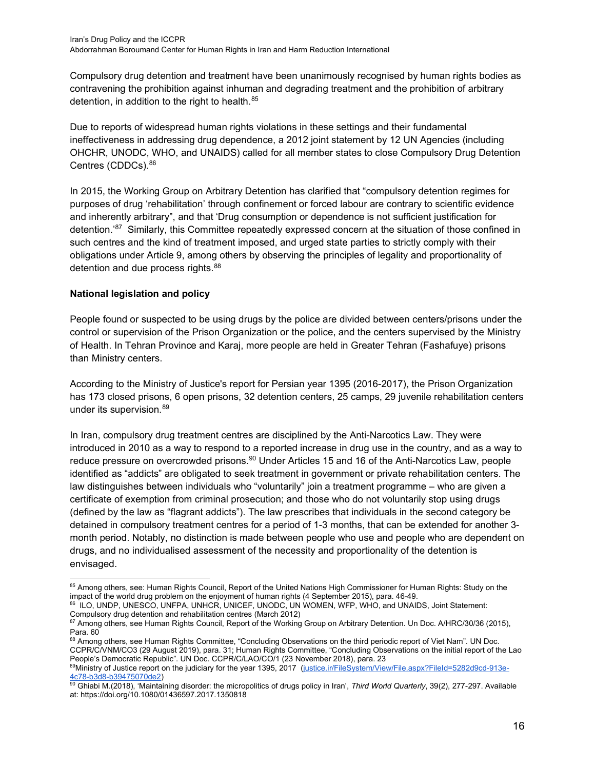Compulsory drug detention and treatment have been unanimously recognised by human rights bodies as contravening the prohibition against inhuman and degrading treatment and the prohibition of arbitrary detention, in addition to the right to health.[85]

Due to reports of widespread human rights violations in these settings and their fundamental ineffectiveness in addressing drug dependence, a 2012 joint statement by 12 UN Agencies (including OHCHR, UNODC, WHO, and UNAIDS) called for all member states to close Compulsory Drug Detention Centres (CDDCs).[86]

In 2015, the Working Group on Arbitrary Detention has clarified that "compulsory detention regimes for purposes of drug 'rehabilitation' through confinement or forced labour are contrary to scientific evidence and inherently arbitrary", and that 'Drug consumption or dependence is not sufficient justification for detention.'[87] Similarly, this Committee repeatedly expressed concern at the situation of those confined in such centres and the kind of treatment imposed, and urged state parties to strictly comply with their obligations under Article 9, among others by observing the principles of legality and proportionality of detention and due process rights.[88]

**National legislation and policy**

People found or suspected to be using drugs by the police are divided between centers/prisons under the control or supervision of the Prison Organization or the police, and the centers supervised by the Ministry of Health. In Tehran Province and Karaj, more people are held in Greater Tehran (Fashafuye) prisons than Ministry centers.

According to the Ministry of Justice's report for Persian year 1395 (2016-2017), the Prison Organization has 173 closed prisons, 6 open prisons, 32 detention centers, 25 camps, 29 juvenile rehabilitation centers under its supervision.[89]

In Iran, compulsory drug treatment centres are disciplined by the Anti-Narcotics Law. They were introduced in 2010 as a way to respond to a reported increase in drug use in the country, and as a way to reduce pressure on overcrowded prisons.[90] Under Articles 15 and 16 of the Anti-Narcotics Law, people identified as "addicts" are obligated to seek treatment in government or private rehabilitation centers. The law distinguishes between individuals who "voluntarily" join a treatment programme – who are given a certificate of exemption from criminal prosecution; and those who do not voluntarily stop using drugs (defined by the law as "flagrant addicts"). The law prescribes that individuals in the second category be detained in compulsory treatment centres for a period of 1-3 months, that can be extended for another 3-month period. Notably, no distinction is made between people who use and people who are dependent on drugs, and no individualised assessment of the necessity and proportionality of the detention is envisaged.

---

[85] Among others, see: Human Rights Council, Report of the United Nations High Commissioner for Human Rights: Study on the impact of the world drug problem on the enjoyment of human rights (4 September 2015), para. 46-49.

[86] ILO, UNDP, UNESCO, UNFPA, UNHCR, UNICEF, UNODC, UN WOMEN, WFP, WHO, and UNAIDS, Joint Statement: Compulsory drug detention and rehabilitation centres (March 2012)

[87] Among others, see Human Rights Council, Report of the Working Group on Arbitrary Detention. Un Doc. A/HRC/30/36 (2015), Para. 60

[88] Among others, see Human Rights Committee, "Concluding Observations on the third periodic report of Viet Nam". UN Doc. CCPR/C/VNM/CO3 (29 August 2019), para. 31; Human Rights Committee, "Concluding Observations on the initial report of the Lao People's Democratic Republic". UN Doc. CCPR/C/LAO/CO/1 (23 November 2018), para. 23

[89] Ministry of Justice report on the judiciary for the year 1395, 2017 (justice.ir/FileSystem/View/File.aspx?FileId=5282d9cd-913e-4c78-b3d8-b39475070de2)

[90] Ghiabi M.(2018), 'Maintaining disorder: the micropolitics of drugs policy in Iran', *Third World Quarterly*, 39(2), 277-297. Available at: https://doi.org/10.1080/01436597.2017.1350818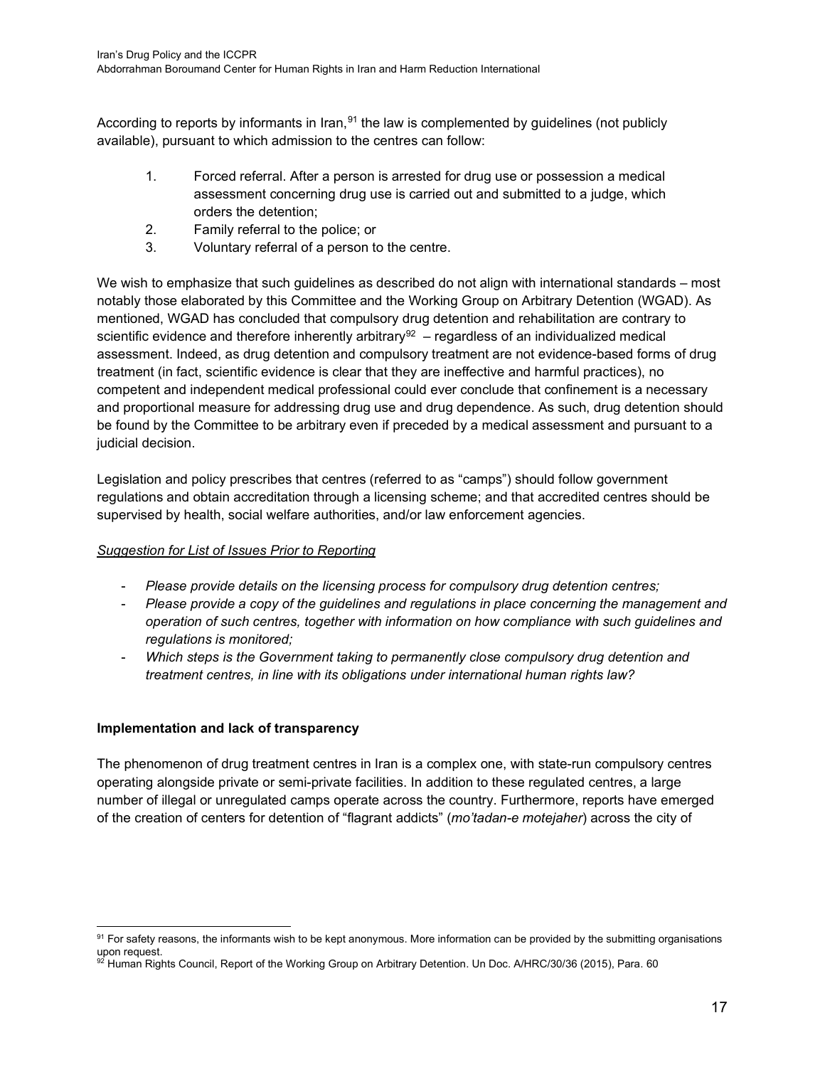According to reports by informants in Iran,[91] the law is complemented by guidelines (not publicly available), pursuant to which admission to the centres can follow:

1. Forced referral. After a person is arrested for drug use or possession a medical assessment concerning drug use is carried out and submitted to a judge, which orders the detention;
2. Family referral to the police; or
3. Voluntary referral of a person to the centre.

We wish to emphasize that such guidelines as described do not align with international standards – most notably those elaborated by this Committee and the Working Group on Arbitrary Detention (WGAD). As mentioned, WGAD has concluded that compulsory drug detention and rehabilitation are contrary to scientific evidence and therefore inherently arbitrary[92] – regardless of an individualized medical assessment. Indeed, as drug detention and compulsory treatment are not evidence-based forms of drug treatment (in fact, scientific evidence is clear that they are ineffective and harmful practices), no competent and independent medical professional could ever conclude that confinement is a necessary and proportional measure for addressing drug use and drug dependence. As such, drug detention should be found by the Committee to be arbitrary even if preceded by a medical assessment and pursuant to a judicial decision.

Legislation and policy prescribes that centres (referred to as "camps") should follow government regulations and obtain accreditation through a licensing scheme; and that accredited centres should be supervised by health, social welfare authorities, and/or law enforcement agencies.

*Suggestion for List of Issues Prior to Reporting*

- *Please provide details on the licensing process for compulsory drug detention centres;*
- *Please provide a copy of the guidelines and regulations in place concerning the management and operation of such centres, together with information on how compliance with such guidelines and regulations is monitored;*
- *Which steps is the Government taking to permanently close compulsory drug detention and treatment centres, in line with its obligations under international human rights law?*

**Implementation and lack of transparency**

The phenomenon of drug treatment centres in Iran is a complex one, with state-run compulsory centres operating alongside private or semi-private facilities. In addition to these regulated centres, a large number of illegal or unregulated camps operate across the country. Furthermore, reports have emerged of the creation of centers for detention of "flagrant addicts" (*mo'tadan-e motejaher*) across the city of

[91] For safety reasons, the informants wish to be kept anonymous. More information can be provided by the submitting organisations upon request.

[92] Human Rights Council, Report of the Working Group on Arbitrary Detention. Un Doc. A/HRC/30/36 (2015), Para. 60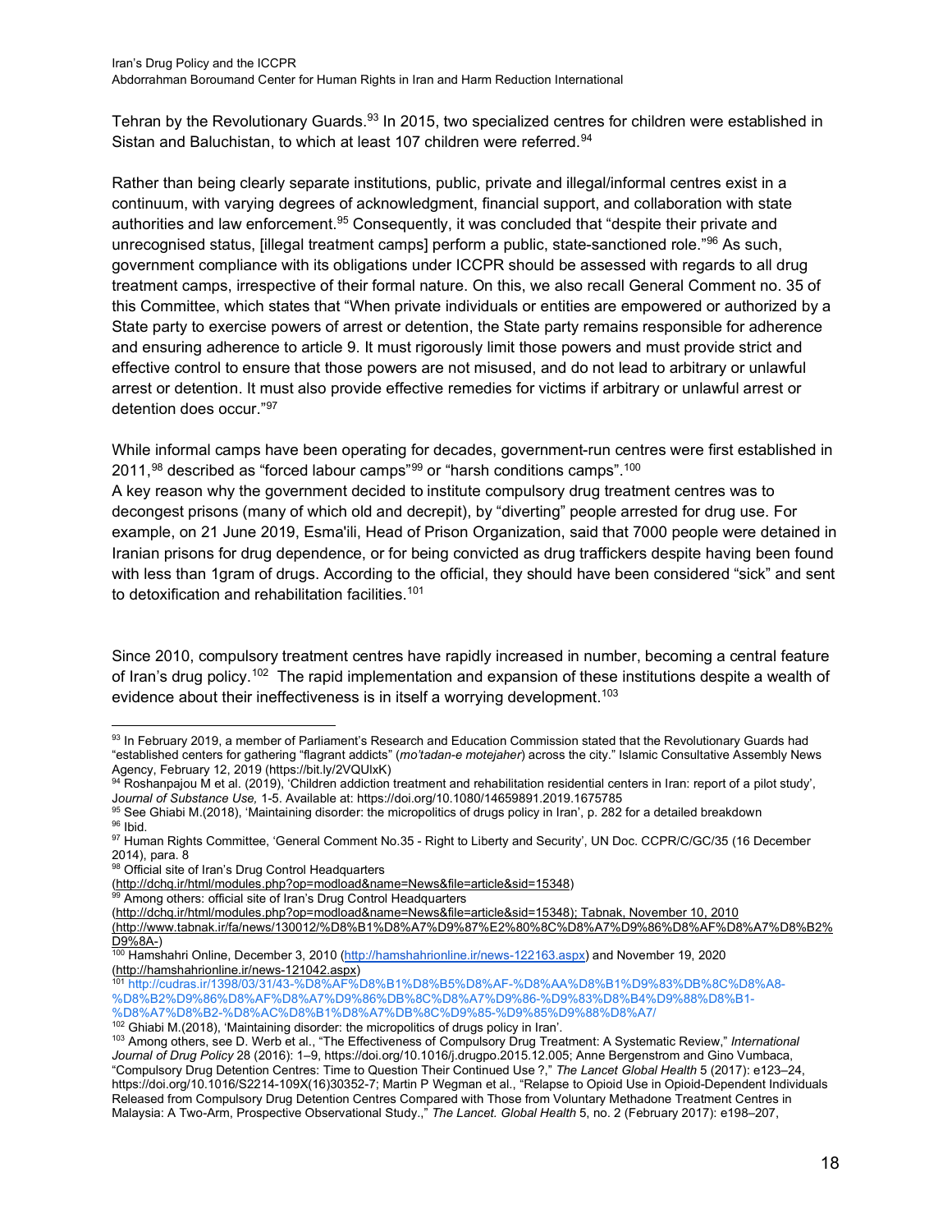Tehran by the Revolutionary Guards.[93] In 2015, two specialized centres for children were established in Sistan and Baluchistan, to which at least 107 children were referred.[94]

Rather than being clearly separate institutions, public, private and illegal/informal centres exist in a continuum, with varying degrees of acknowledgment, financial support, and collaboration with state authorities and law enforcement.[95] Consequently, it was concluded that "despite their private and unrecognised status, [illegal treatment camps] perform a public, state-sanctioned role."[96] As such, government compliance with its obligations under ICCPR should be assessed with regards to all drug treatment camps, irrespective of their formal nature. On this, we also recall General Comment no. 35 of this Committee, which states that "When private individuals or entities are empowered or authorized by a State party to exercise powers of arrest or detention, the State party remains responsible for adherence and ensuring adherence to article 9. It must rigorously limit those powers and must provide strict and effective control to ensure that those powers are not misused, and do not lead to arbitrary or unlawful arrest or detention. It must also provide effective remedies for victims if arbitrary or unlawful arrest or detention does occur."[97]

While informal camps have been operating for decades, government-run centres were first established in 2011,[98] described as "forced labour camps"[99] or "harsh conditions camps".[100]
A key reason why the government decided to institute compulsory drug treatment centres was to decongest prisons (many of which old and decrepit), by "diverting" people arrested for drug use. For example, on 21 June 2019, Esma'ili, Head of Prison Organization, said that 7000 people were detained in Iranian prisons for drug dependence, or for being convicted as drug traffickers despite having been found with less than 1gram of drugs. According to the official, they should have been considered "sick" and sent to detoxification and rehabilitation facilities.[101]

Since 2010, compulsory treatment centres have rapidly increased in number, becoming a central feature of Iran's drug policy.[102] The rapid implementation and expansion of these institutions despite a wealth of evidence about their ineffectiveness is in itself a worrying development.[103]

---

[93] In February 2019, a member of Parliament's Research and Education Commission stated that the Revolutionary Guards had "established centers for gathering "flagrant addicts" (*mo'tadan-e motejaher*) across the city." Islamic Consultative Assembly News Agency, February 12, 2019 (https://bit.ly/2VQUIxK)

[94] Roshanpajou M et al. (2019), 'Children addiction treatment and rehabilitation residential centers in Iran: report of a pilot study', *Journal of Substance Use,* 1-5. Available at: https://doi.org/10.1080/14659891.2019.1675785

[95] See Ghiabi M.(2018), 'Maintaining disorder: the micropolitics of drugs policy in Iran', p. 282 for a detailed breakdown

[96] Ibid.

[97] Human Rights Committee, 'General Comment No.35 - Right to Liberty and Security', UN Doc. CCPR/C/GC/35 (16 December 2014), para. 8

[98] Official site of Iran's Drug Control Headquarters (http://dchq.ir/html/modules.php?op=modload&name=News&file=article&sid=15348)

[99] Among others: official site of Iran's Drug Control Headquarters (http://dchq.ir/html/modules.php?op=modload&name=News&file=article&sid=15348); Tabnak, November 10, 2010 (http://www.tabnak.ir/fa/news/130012/%D8%B1%D8%A7%D9%87%E2%80%8C%D8%A7%D9%86%D8%AF%D8%A7%D8%B2%D9%8A-)

[100] Hamshahri Online, December 3, 2010 (http://hamshahrionline.ir/news-122163.aspx) and November 19, 2020 (http://hamshahrionline.ir/news-121042.aspx)

[101] http://cudras.ir/1398/03/31/43-%D8%AF%D8%B1%D8%B5%D8%AF-%D8%AA%D8%B1%D9%83%DB%8C%D8%A8-%D8%B2%D9%86%D8%AF%D8%A7%D9%86%DB%8C%D8%A7%D9%86-%D9%83%D8%B4%D9%88%D8%B1-%D8%A7%D8%B2-%D8%AC%D8%B1%D8%A7%DB%8C%D9%85-%D9%85%D9%88%D8%A7/

[102] Ghiabi M.(2018), 'Maintaining disorder: the micropolitics of drugs policy in Iran'.

[103] Among others, see D. Werb et al., "The Effectiveness of Compulsory Drug Treatment: A Systematic Review," *International Journal of Drug Policy* 28 (2016): 1–9, https://doi.org/10.1016/j.drugpo.2015.12.005; Anne Bergenstrom and Gino Vumbaca, "Compulsory Drug Detention Centres: Time to Question Their Continued Use ?," *The Lancet Global Health* 5 (2017): e123–24, https://doi.org/10.1016/S2214-109X(16)30352-7; Martin P Wegman et al., "Relapse to Opioid Use in Opioid-Dependent Individuals Released from Compulsory Drug Detention Centres Compared with Those from Voluntary Methadone Treatment Centres in Malaysia: A Two-Arm, Prospective Observational Study.," *The Lancet. Global Health* 5, no. 2 (February 2017): e198–207,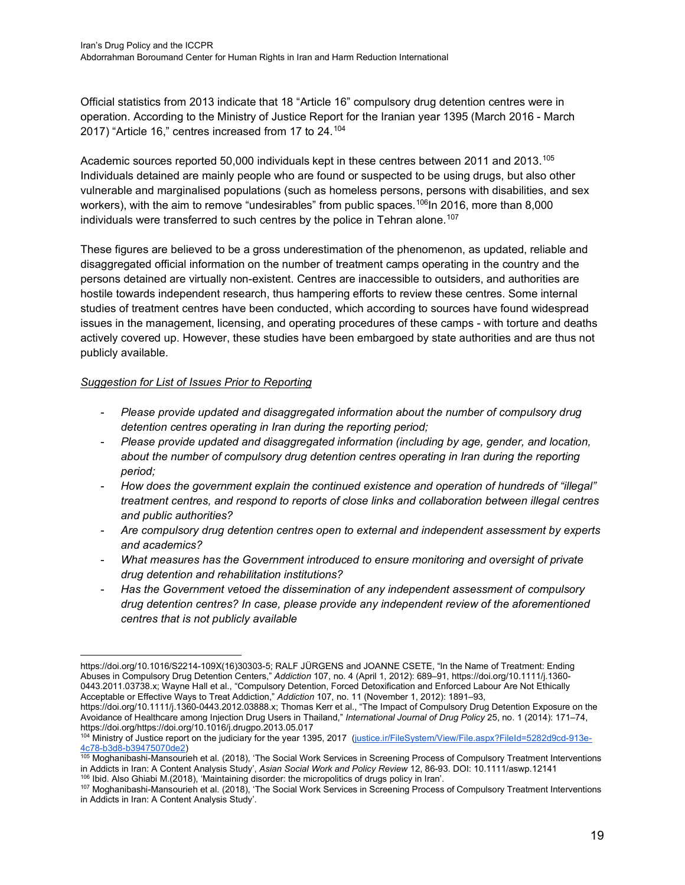Official statistics from 2013 indicate that 18 "Article 16" compulsory drug detention centres were in operation. According to the Ministry of Justice Report for the Iranian year 1395 (March 2016 - March 2017) "Article 16," centres increased from 17 to 24.[104]

Academic sources reported 50,000 individuals kept in these centres between 2011 and 2013.[105] Individuals detained are mainly people who are found or suspected to be using drugs, but also other vulnerable and marginalised populations (such as homeless persons, persons with disabilities, and sex workers), with the aim to remove "undesirables" from public spaces.[106]In 2016, more than 8,000 individuals were transferred to such centres by the police in Tehran alone.[107]

These figures are believed to be a gross underestimation of the phenomenon, as updated, reliable and disaggregated official information on the number of treatment camps operating in the country and the persons detained are virtually non-existent. Centres are inaccessible to outsiders, and authorities are hostile towards independent research, thus hampering efforts to review these centres. Some internal studies of treatment centres have been conducted, which according to sources have found widespread issues in the management, licensing, and operating procedures of these camps - with torture and deaths actively covered up. However, these studies have been embargoed by state authorities and are thus not publicly available.

*Suggestion for List of Issues Prior to Reporting*

- *Please provide updated and disaggregated information about the number of compulsory drug detention centres operating in Iran during the reporting period;*
- *Please provide updated and disaggregated information (including by age, gender, and location, about the number of compulsory drug detention centres operating in Iran during the reporting period;*
- *How does the government explain the continued existence and operation of hundreds of "illegal" treatment centres, and respond to reports of close links and collaboration between illegal centres and public authorities?*
- *Are compulsory drug detention centres open to external and independent assessment by experts and academics?*
- *What measures has the Government introduced to ensure monitoring and oversight of private drug detention and rehabilitation institutions?*
- *Has the Government vetoed the dissemination of any independent assessment of compulsory drug detention centres? In case, please provide any independent review of the aforementioned centres that is not publicly available*

---

https://doi.org/10.1016/S2214-109X(16)30303-5; RALF JÜRGENS and JOANNE CSETE, "In the Name of Treatment: Ending Abuses in Compulsory Drug Detention Centers," *Addiction* 107, no. 4 (April 1, 2012): 689–91, https://doi.org/10.1111/j.1360-0443.2011.03738.x; Wayne Hall et al., "Compulsory Detention, Forced Detoxification and Enforced Labour Are Not Ethically Acceptable or Effective Ways to Treat Addiction," *Addiction* 107, no. 11 (November 1, 2012): 1891–93, https://doi.org/10.1111/j.1360-0443.2012.03888.x; Thomas Kerr et al., "The Impact of Compulsory Drug Detention Exposure on the Avoidance of Healthcare among Injection Drug Users in Thailand," *International Journal of Drug Policy* 25, no. 1 (2014): 171–74, https://doi.org/https://doi.org/10.1016/j.drugpo.2013.05.017

[104] Ministry of Justice report on the judiciary for the year 1395, 2017 (justice.ir/FileSystem/View/File.aspx?FileId=5282d9cd-913e-4c78-b3d8-b39475070de2)

[105] Moghanibashi-Mansourieh et al. (2018), 'The Social Work Services in Screening Process of Compulsory Treatment Interventions in Addicts in Iran: A Content Analysis Study', *Asian Social Work and Policy Review* 12, 86-93. DOI: 10.1111/aswp.12141

[106] Ibid. Also Ghiabi M.(2018), 'Maintaining disorder: the micropolitics of drugs policy in Iran'.

[107] Moghanibashi-Mansourieh et al. (2018), 'The Social Work Services in Screening Process of Compulsory Treatment Interventions in Addicts in Iran: A Content Analysis Study'.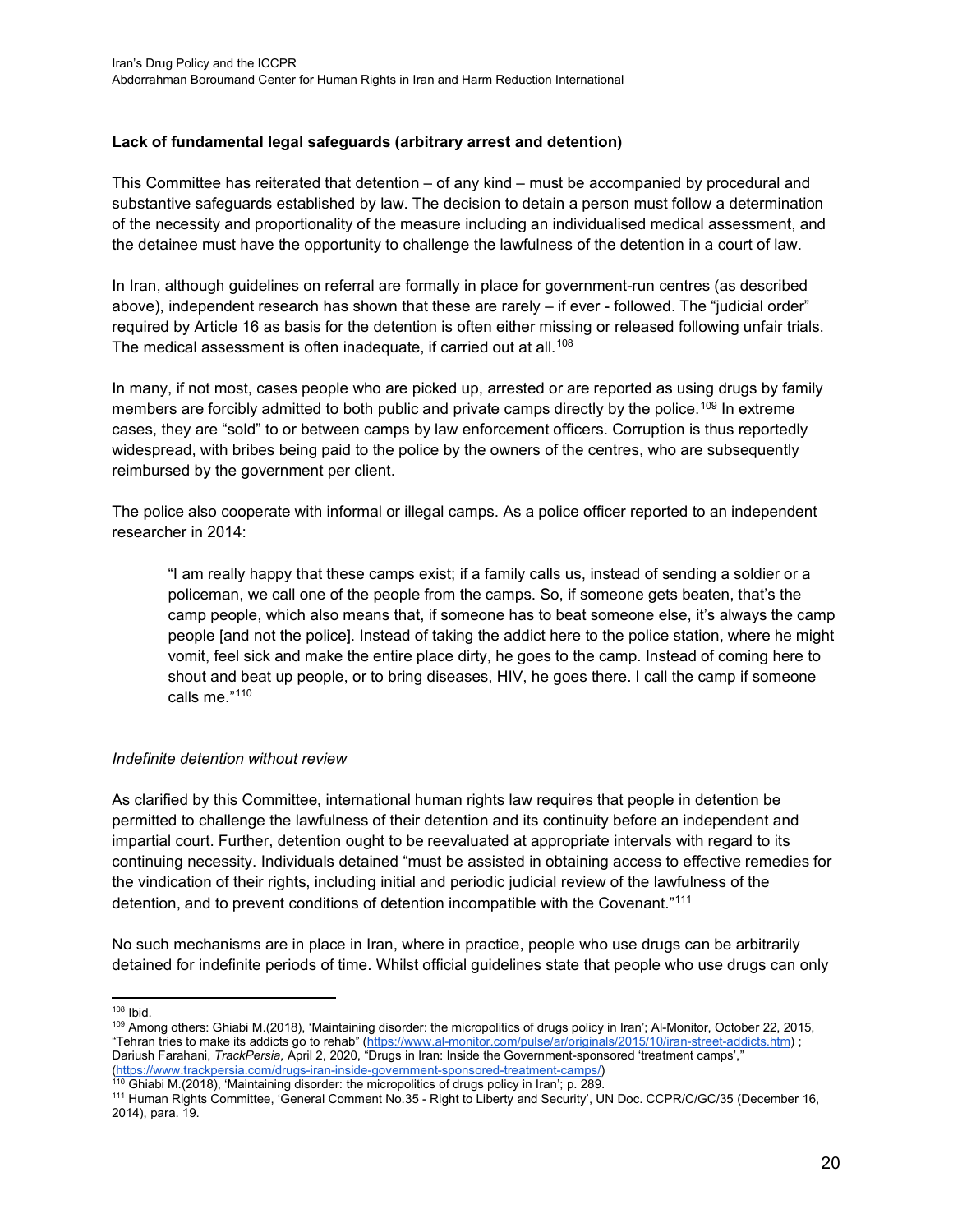**Lack of fundamental legal safeguards (arbitrary arrest and detention)**

This Committee has reiterated that detention – of any kind – must be accompanied by procedural and substantive safeguards established by law. The decision to detain a person must follow a determination of the necessity and proportionality of the measure including an individualised medical assessment, and the detainee must have the opportunity to challenge the lawfulness of the detention in a court of law.

In Iran, although guidelines on referral are formally in place for government-run centres (as described above), independent research has shown that these are rarely – if ever - followed. The "judicial order" required by Article 16 as basis for the detention is often either missing or released following unfair trials. The medical assessment is often inadequate, if carried out at all.[108]

In many, if not most, cases people who are picked up, arrested or are reported as using drugs by family members are forcibly admitted to both public and private camps directly by the police.[109] In extreme cases, they are "sold" to or between camps by law enforcement officers. Corruption is thus reportedly widespread, with bribes being paid to the police by the owners of the centres, who are subsequently reimbursed by the government per client.

The police also cooperate with informal or illegal camps. As a police officer reported to an independent researcher in 2014:

> "I am really happy that these camps exist; if a family calls us, instead of sending a soldier or a policeman, we call one of the people from the camps. So, if someone gets beaten, that's the camp people, which also means that, if someone has to beat someone else, it's always the camp people [and not the police]. Instead of taking the addict here to the police station, where he might vomit, feel sick and make the entire place dirty, he goes to the camp. Instead of coming here to shout and beat up people, or to bring diseases, HIV, he goes there. I call the camp if someone calls me."[110]

*Indefinite detention without review*

As clarified by this Committee, international human rights law requires that people in detention be permitted to challenge the lawfulness of their detention and its continuity before an independent and impartial court. Further, detention ought to be reevaluated at appropriate intervals with regard to its continuing necessity. Individuals detained "must be assisted in obtaining access to effective remedies for the vindication of their rights, including initial and periodic judicial review of the lawfulness of the detention, and to prevent conditions of detention incompatible with the Covenant."[111]

No such mechanisms are in place in Iran, where in practice, people who use drugs can be arbitrarily detained for indefinite periods of time. Whilst official guidelines state that people who use drugs can only

---

[108] Ibid.

[109] Among others: Ghiabi M.(2018), 'Maintaining disorder: the micropolitics of drugs policy in Iran'; Al-Monitor, October 22, 2015, "Tehran tries to make its addicts go to rehab" (https://www.al-monitor.com/pulse/ar/originals/2015/10/iran-street-addicts.htm) ; Dariush Farahani, *TrackPersia*, April 2, 2020, "Drugs in Iran: Inside the Government-sponsored 'treatment camps'," (https://www.trackpersia.com/drugs-iran-inside-government-sponsored-treatment-camps/)

[110] Ghiabi M.(2018), 'Maintaining disorder: the micropolitics of drugs policy in Iran'; p. 289.

[111] Human Rights Committee, 'General Comment No.35 - Right to Liberty and Security', UN Doc. CCPR/C/GC/35 (December 16, 2014), para. 19.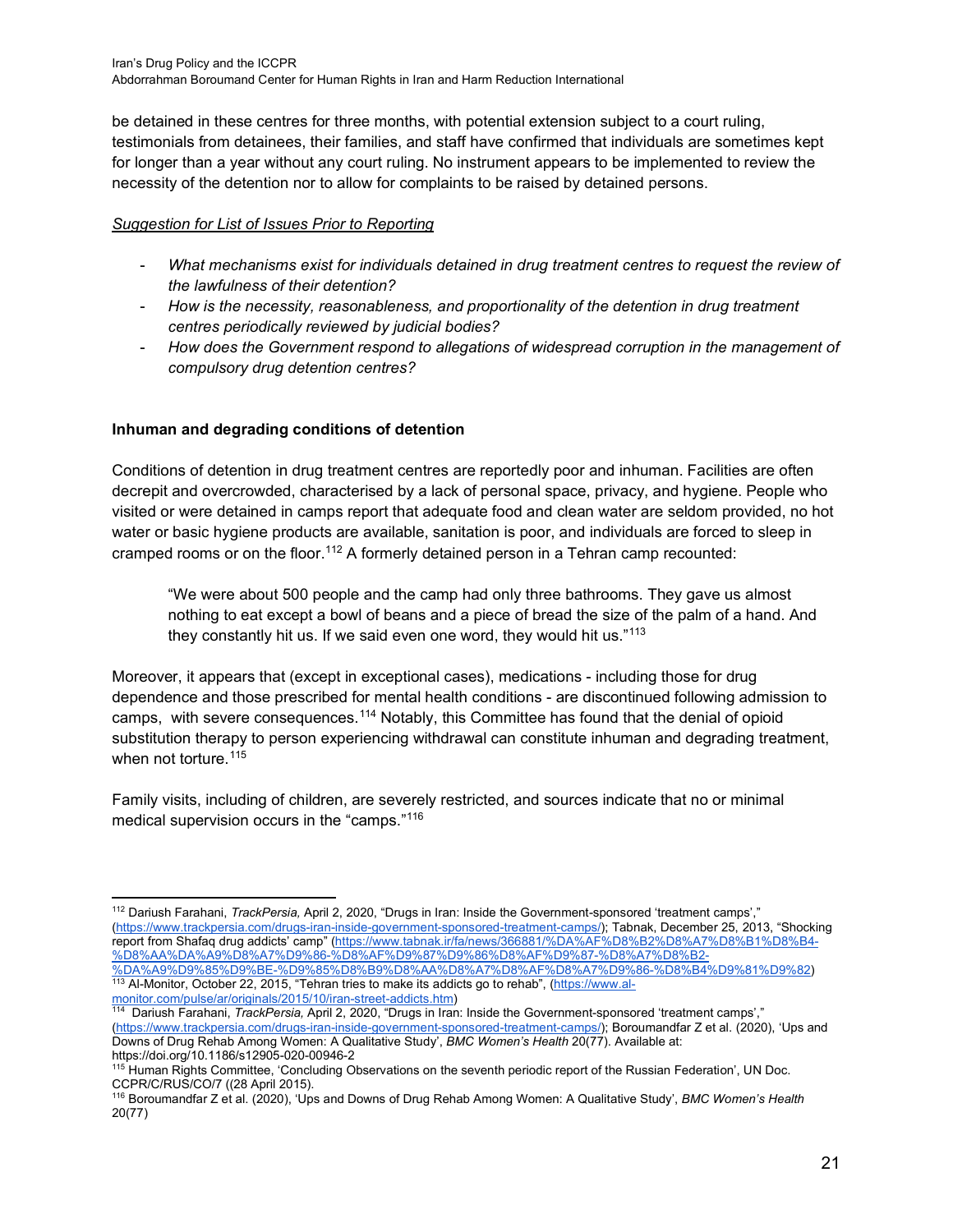be detained in these centres for three months, with potential extension subject to a court ruling, testimonials from detainees, their families, and staff have confirmed that individuals are sometimes kept for longer than a year without any court ruling. No instrument appears to be implemented to review the necessity of the detention nor to allow for complaints to be raised by detained persons.

*Suggestion for List of Issues Prior to Reporting*

- *What mechanisms exist for individuals detained in drug treatment centres to request the review of the lawfulness of their detention?*
- *How is the necessity, reasonableness, and proportionality of the detention in drug treatment centres periodically reviewed by judicial bodies?*
- *How does the Government respond to allegations of widespread corruption in the management of compulsory drug detention centres?*

**Inhuman and degrading conditions of detention**

Conditions of detention in drug treatment centres are reportedly poor and inhuman. Facilities are often decrepit and overcrowded, characterised by a lack of personal space, privacy, and hygiene. People who visited or were detained in camps report that adequate food and clean water are seldom provided, no hot water or basic hygiene products are available, sanitation is poor, and individuals are forced to sleep in cramped rooms or on the floor.[112] A formerly detained person in a Tehran camp recounted:

> "We were about 500 people and the camp had only three bathrooms. They gave us almost nothing to eat except a bowl of beans and a piece of bread the size of the palm of a hand. And they constantly hit us. If we said even one word, they would hit us."[113]

Moreover, it appears that (except in exceptional cases), medications - including those for drug dependence and those prescribed for mental health conditions - are discontinued following admission to camps, with severe consequences.[114] Notably, this Committee has found that the denial of opioid substitution therapy to person experiencing withdrawal can constitute inhuman and degrading treatment, when not torture.[115]

Family visits, including of children, are severely restricted, and sources indicate that no or minimal medical supervision occurs in the "camps."[116]

---

[112] Dariush Farahani, *TrackPersia,* April 2, 2020, "Drugs in Iran: Inside the Government-sponsored 'treatment camps'," (https://www.trackpersia.com/drugs-iran-inside-government-sponsored-treatment-camps/); Tabnak, December 25, 2013, "Shocking report from Shafaq drug addicts' camp" (https://www.tabnak.ir/fa/news/366881/%DA%AF%D8%B2%D8%A7%D8%B1%D8%B4-%D8%AA%DA%A9%D8%A7%D9%86-%D8%AF%D9%87%D9%86%D8%AF%D9%87-%D8%A7%D8%B2-%DA%A9%D9%85%D9%BE-%D9%85%D8%B9%D8%AA%D8%A7%D8%AF%D8%A7%D9%86-%D8%B4%D9%81%D9%82)

[113] Al-Monitor, October 22, 2015, "Tehran tries to make its addicts go to rehab", (https://www.al-monitor.com/pulse/ar/originals/2015/10/iran-street-addicts.htm)

[114] Dariush Farahani, *TrackPersia,* April 2, 2020, "Drugs in Iran: Inside the Government-sponsored 'treatment camps'," (https://www.trackpersia.com/drugs-iran-inside-government-sponsored-treatment-camps/); Boroumandfar Z et al. (2020), 'Ups and Downs of Drug Rehab Among Women: A Qualitative Study', *BMC Women's Health* 20(77). Available at: https://doi.org/10.1186/s12905-020-00946-2

[115] Human Rights Committee, 'Concluding Observations on the seventh periodic report of the Russian Federation', UN Doc. CCPR/C/RUS/CO/7 ((28 April 2015).

[116] Boroumandfar Z et al. (2020), 'Ups and Downs of Drug Rehab Among Women: A Qualitative Study', *BMC Women's Health* 20(77)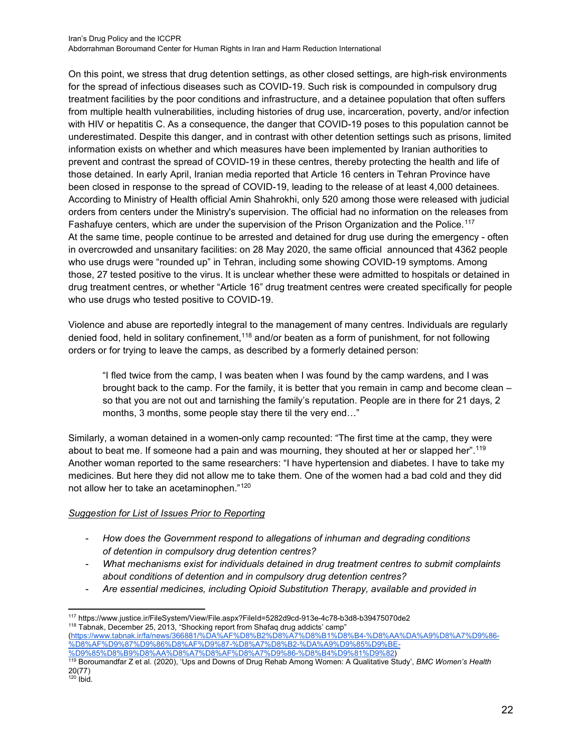On this point, we stress that drug detention settings, as other closed settings, are high-risk environments for the spread of infectious diseases such as COVID-19. Such risk is compounded in compulsory drug treatment facilities by the poor conditions and infrastructure, and a detainee population that often suffers from multiple health vulnerabilities, including histories of drug use, incarceration, poverty, and/or infection with HIV or hepatitis C. As a consequence, the danger that COVID-19 poses to this population cannot be underestimated. Despite this danger, and in contrast with other detention settings such as prisons, limited information exists on whether and which measures have been implemented by Iranian authorities to prevent and contrast the spread of COVID-19 in these centres, thereby protecting the health and life of those detained. In early April, Iranian media reported that Article 16 centers in Tehran Province have been closed in response to the spread of COVID-19, leading to the release of at least 4,000 detainees. According to Ministry of Health official Amin Shahrokhi, only 520 among those were released with judicial orders from centers under the Ministry's supervision. The official had no information on the releases from Fashafuye centers, which are under the supervision of the Prison Organization and the Police.[117]
At the same time, people continue to be arrested and detained for drug use during the emergency - often in overcrowded and unsanitary facilities: on 28 May 2020, the same official announced that 4362 people who use drugs were "rounded up" in Tehran, including some showing COVID-19 symptoms. Among those, 27 tested positive to the virus. It is unclear whether these were admitted to hospitals or detained in drug treatment centres, or whether "Article 16" drug treatment centres were created specifically for people who use drugs who tested positive to COVID-19.

Violence and abuse are reportedly integral to the management of many centres. Individuals are regularly denied food, held in solitary confinement,[118] and/or beaten as a form of punishment, for not following orders or for trying to leave the camps, as described by a formerly detained person:

> "I fled twice from the camp, I was beaten when I was found by the camp wardens, and I was brought back to the camp. For the family, it is better that you remain in camp and become clean – so that you are not out and tarnishing the family's reputation. People are in there for 21 days, 2 months, 3 months, some people stay there til the very end…"

Similarly, a woman detained in a women-only camp recounted: "The first time at the camp, they were about to beat me. If someone had a pain and was mourning, they shouted at her or slapped her".[119] Another woman reported to the same researchers: "I have hypertension and diabetes. I have to take my medicines. But here they did not allow me to take them. One of the women had a bad cold and they did not allow her to take an acetaminophen."[120]

*<u>Suggestion for List of Issues Prior to Reporting</u>*

- *How does the Government respond to allegations of inhuman and degrading conditions of detention in compulsory drug detention centres?*
- *What mechanisms exist for individuals detained in drug treatment centres to submit complaints about conditions of detention and in compulsory drug detention centres?*
- *Are essential medicines, including Opioid Substitution Therapy, available and provided in*

---

[117] https://www.justice.ir/FileSystem/View/File.aspx?FileId=5282d9cd-913e-4c78-b3d8-b39475070de2
[118] Tabnak, December 25, 2013, "Shocking report from Shafaq drug addicts' camp" (https://www.tabnak.ir/fa/news/366881/%DA%AF%D8%B2%D8%A7%D8%B1%D8%B4-%D8%AA%DA%A9%D8%A7%D9%86-%D8%AF%D9%87%D9%86%D8%AF%D9%87-%D8%A7%D8%B2-%DA%A9%D9%85%D9%BE-%D9%85%D8%B9%D8%AA%D8%A7%D8%AF%D8%A7%D9%86-%D8%B4%D9%81%D9%82)
[119] Boroumandfar Z et al. (2020), 'Ups and Downs of Drug Rehab Among Women: A Qualitative Study', *BMC Women's Health* 20(77)
[120] Ibid.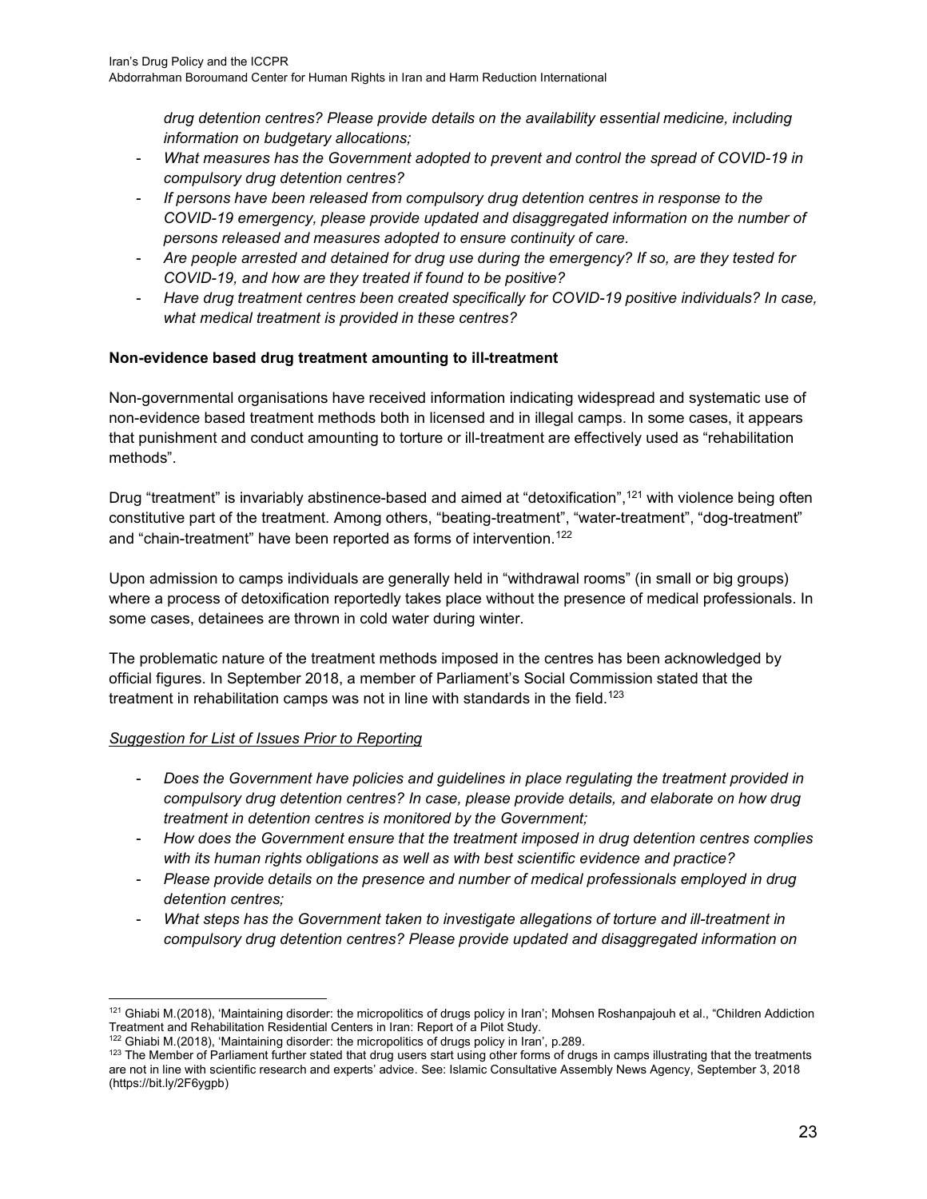*drug detention centres? Please provide details on the availability essential medicine, including information on budgetary allocations;*

- *What measures has the Government adopted to prevent and control the spread of COVID-19 in compulsory drug detention centres?*
- *If persons have been released from compulsory drug detention centres in response to the COVID-19 emergency, please provide updated and disaggregated information on the number of persons released and measures adopted to ensure continuity of care.*
- *Are people arrested and detained for drug use during the emergency? If so, are they tested for COVID-19, and how are they treated if found to be positive?*
- *Have drug treatment centres been created specifically for COVID-19 positive individuals? In case, what medical treatment is provided in these centres?*

**Non-evidence based drug treatment amounting to ill-treatment**

Non-governmental organisations have received information indicating widespread and systematic use of non-evidence based treatment methods both in licensed and in illegal camps. In some cases, it appears that punishment and conduct amounting to torture or ill-treatment are effectively used as "rehabilitation methods".

Drug "treatment" is invariably abstinence-based and aimed at "detoxification",[121] with violence being often constitutive part of the treatment. Among others, "beating-treatment", "water-treatment", "dog-treatment" and "chain-treatment" have been reported as forms of intervention.[122]

Upon admission to camps individuals are generally held in "withdrawal rooms" (in small or big groups) where a process of detoxification reportedly takes place without the presence of medical professionals. In some cases, detainees are thrown in cold water during winter.

The problematic nature of the treatment methods imposed in the centres has been acknowledged by official figures. In September 2018, a member of Parliament's Social Commission stated that the treatment in rehabilitation camps was not in line with standards in the field.[123]

<u>*Suggestion for List of Issues Prior to Reporting*</u>

- *Does the Government have policies and guidelines in place regulating the treatment provided in compulsory drug detention centres? In case, please provide details, and elaborate on how drug treatment in detention centres is monitored by the Government;*
- *How does the Government ensure that the treatment imposed in drug detention centres complies with its human rights obligations as well as with best scientific evidence and practice?*
- *Please provide details on the presence and number of medical professionals employed in drug detention centres;*
- *What steps has the Government taken to investigate allegations of torture and ill-treatment in compulsory drug detention centres? Please provide updated and disaggregated information on*

---

[121] Ghiabi M.(2018), 'Maintaining disorder: the micropolitics of drugs policy in Iran'; Mohsen Roshanpajouh et al., "Children Addiction Treatment and Rehabilitation Residential Centers in Iran: Report of a Pilot Study.

[122] Ghiabi M.(2018), 'Maintaining disorder: the micropolitics of drugs policy in Iran', p.289.

[123] The Member of Parliament further stated that drug users start using other forms of drugs in camps illustrating that the treatments are not in line with scientific research and experts' advice. See: Islamic Consultative Assembly News Agency, September 3, 2018 (https://bit.ly/2F6ygpb)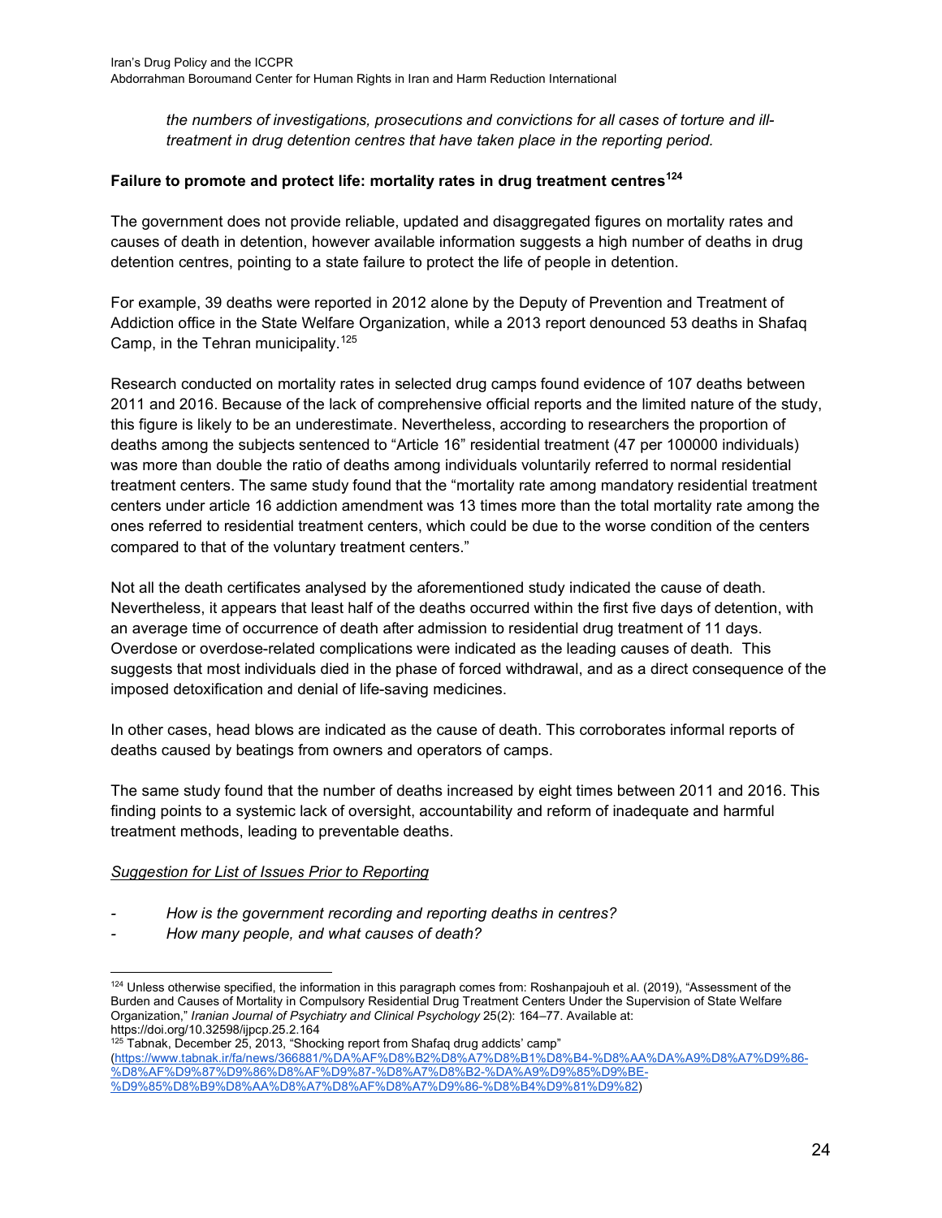*the numbers of investigations, prosecutions and convictions for all cases of torture and ill-treatment in drug detention centres that have taken place in the reporting period.*

**Failure to promote and protect life: mortality rates in drug treatment centres**[124]

The government does not provide reliable, updated and disaggregated figures on mortality rates and causes of death in detention, however available information suggests a high number of deaths in drug detention centres, pointing to a state failure to protect the life of people in detention.

For example, 39 deaths were reported in 2012 alone by the Deputy of Prevention and Treatment of Addiction office in the State Welfare Organization, while a 2013 report denounced 53 deaths in Shafaq Camp, in the Tehran municipality.[125]

Research conducted on mortality rates in selected drug camps found evidence of 107 deaths between 2011 and 2016. Because of the lack of comprehensive official reports and the limited nature of the study, this figure is likely to be an underestimate. Nevertheless, according to researchers the proportion of deaths among the subjects sentenced to "Article 16" residential treatment (47 per 100000 individuals) was more than double the ratio of deaths among individuals voluntarily referred to normal residential treatment centers. The same study found that the "mortality rate among mandatory residential treatment centers under article 16 addiction amendment was 13 times more than the total mortality rate among the ones referred to residential treatment centers, which could be due to the worse condition of the centers compared to that of the voluntary treatment centers."

Not all the death certificates analysed by the aforementioned study indicated the cause of death. Nevertheless, it appears that least half of the deaths occurred within the first five days of detention, with an average time of occurrence of death after admission to residential drug treatment of 11 days. Overdose or overdose-related complications were indicated as the leading causes of death. This suggests that most individuals died in the phase of forced withdrawal, and as a direct consequence of the imposed detoxification and denial of life-saving medicines.

In other cases, head blows are indicated as the cause of death. This corroborates informal reports of deaths caused by beatings from owners and operators of camps.

The same study found that the number of deaths increased by eight times between 2011 and 2016. This finding points to a systemic lack of oversight, accountability and reform of inadequate and harmful treatment methods, leading to preventable deaths.

*Suggestion for List of Issues Prior to Reporting*

- *How is the government recording and reporting deaths in centres?*
- *How many people, and what causes of death?*

---

[124] Unless otherwise specified, the information in this paragraph comes from: Roshanpajouh et al. (2019), "Assessment of the Burden and Causes of Mortality in Compulsory Residential Drug Treatment Centers Under the Supervision of State Welfare Organization," *Iranian Journal of Psychiatry and Clinical Psychology* 25(2): 164–77. Available at: https://doi.org/10.32598/ijpcp.25.2.164

[125] Tabnak, December 25, 2013, "Shocking report from Shafaq drug addicts' camp" (https://www.tabnak.ir/fa/news/366881/%DA%AF%D8%B2%D8%A7%D8%B1%D8%B4-%D8%AA%DA%A9%D8%A7%D9%86-%D8%AF%D9%87%D9%86%D8%AF%D9%87-%D8%A7%D8%B2-%DA%A9%D9%85%D9%BE-%D9%85%D8%B9%D8%AA%D8%A7%D8%AF%D8%A7%D9%86-%D8%B4%D9%81%D9%82)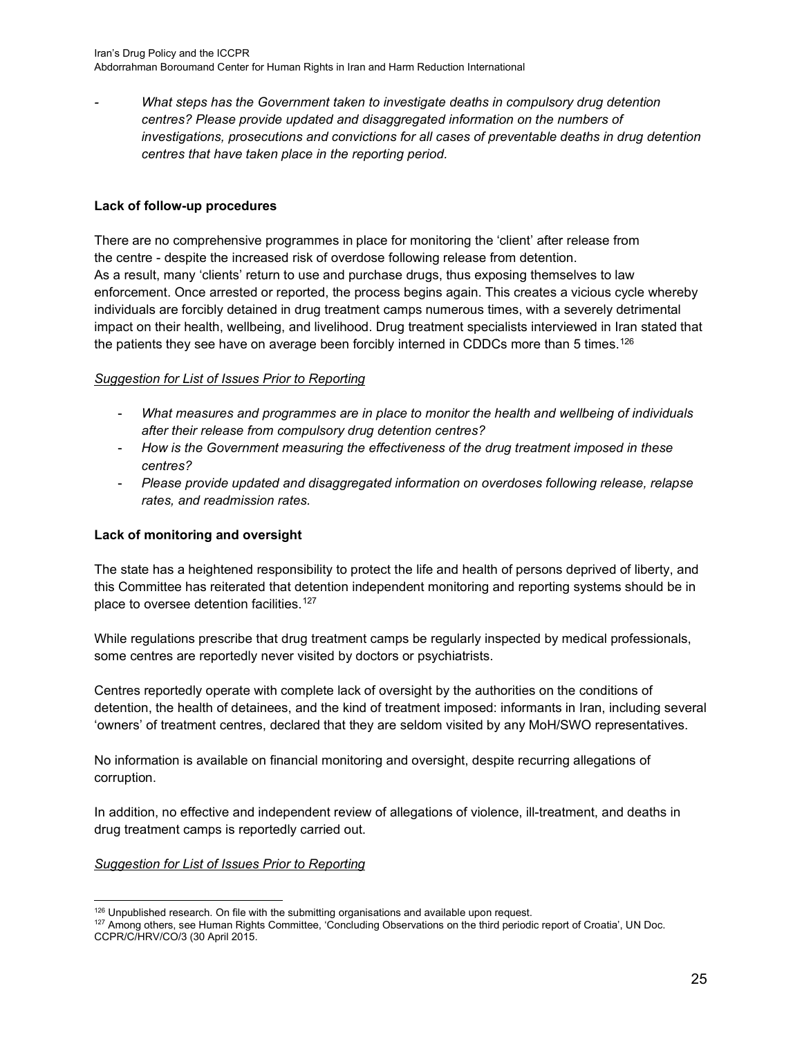- *What steps has the Government taken to investigate deaths in compulsory drug detention centres? Please provide updated and disaggregated information on the numbers of investigations, prosecutions and convictions for all cases of preventable deaths in drug detention centres that have taken place in the reporting period.*

**Lack of follow-up procedures**

There are no comprehensive programmes in place for monitoring the 'client' after release from the centre - despite the increased risk of overdose following release from detention. As a result, many 'clients' return to use and purchase drugs, thus exposing themselves to law enforcement. Once arrested or reported, the process begins again. This creates a vicious cycle whereby individuals are forcibly detained in drug treatment camps numerous times, with a severely detrimental impact on their health, wellbeing, and livelihood. Drug treatment specialists interviewed in Iran stated that the patients they see have on average been forcibly interned in CDDCs more than 5 times.[126]

<u>*Suggestion for List of Issues Prior to Reporting*</u>

- *What measures and programmes are in place to monitor the health and wellbeing of individuals after their release from compulsory drug detention centres?*
- *How is the Government measuring the effectiveness of the drug treatment imposed in these centres?*
- *Please provide updated and disaggregated information on overdoses following release, relapse rates, and readmission rates.*

**Lack of monitoring and oversight**

The state has a heightened responsibility to protect the life and health of persons deprived of liberty, and this Committee has reiterated that detention independent monitoring and reporting systems should be in place to oversee detention facilities.[127]

While regulations prescribe that drug treatment camps be regularly inspected by medical professionals, some centres are reportedly never visited by doctors or psychiatrists.

Centres reportedly operate with complete lack of oversight by the authorities on the conditions of detention, the health of detainees, and the kind of treatment imposed: informants in Iran, including several 'owners' of treatment centres, declared that they are seldom visited by any MoH/SWO representatives.

No information is available on financial monitoring and oversight, despite recurring allegations of corruption.

In addition, no effective and independent review of allegations of violence, ill-treatment, and deaths in drug treatment camps is reportedly carried out.

<u>*Suggestion for List of Issues Prior to Reporting*</u>

---

[126] Unpublished research. On file with the submitting organisations and available upon request.

[127] Among others, see Human Rights Committee, 'Concluding Observations on the third periodic report of Croatia', UN Doc. CCPR/C/HRV/CO/3 (30 April 2015.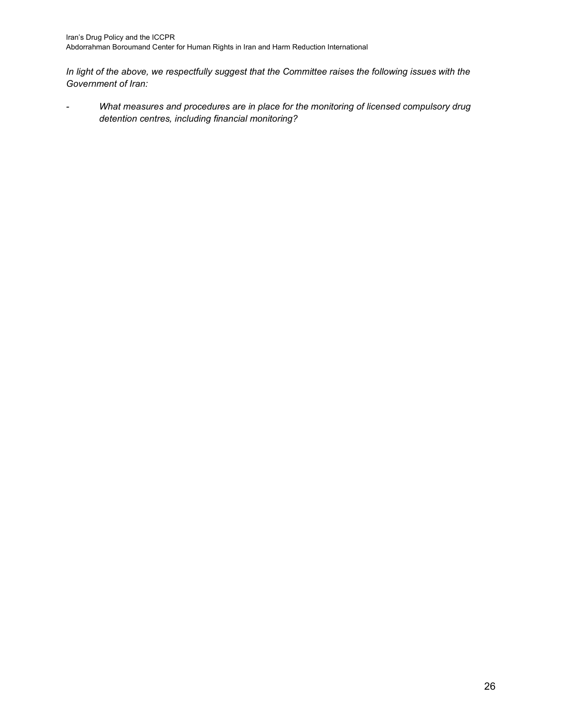*In light of the above, we respectfully suggest that the Committee raises the following issues with the Government of Iran:*

- *What measures and procedures are in place for the monitoring of licensed compulsory drug detention centres, including financial monitoring?*